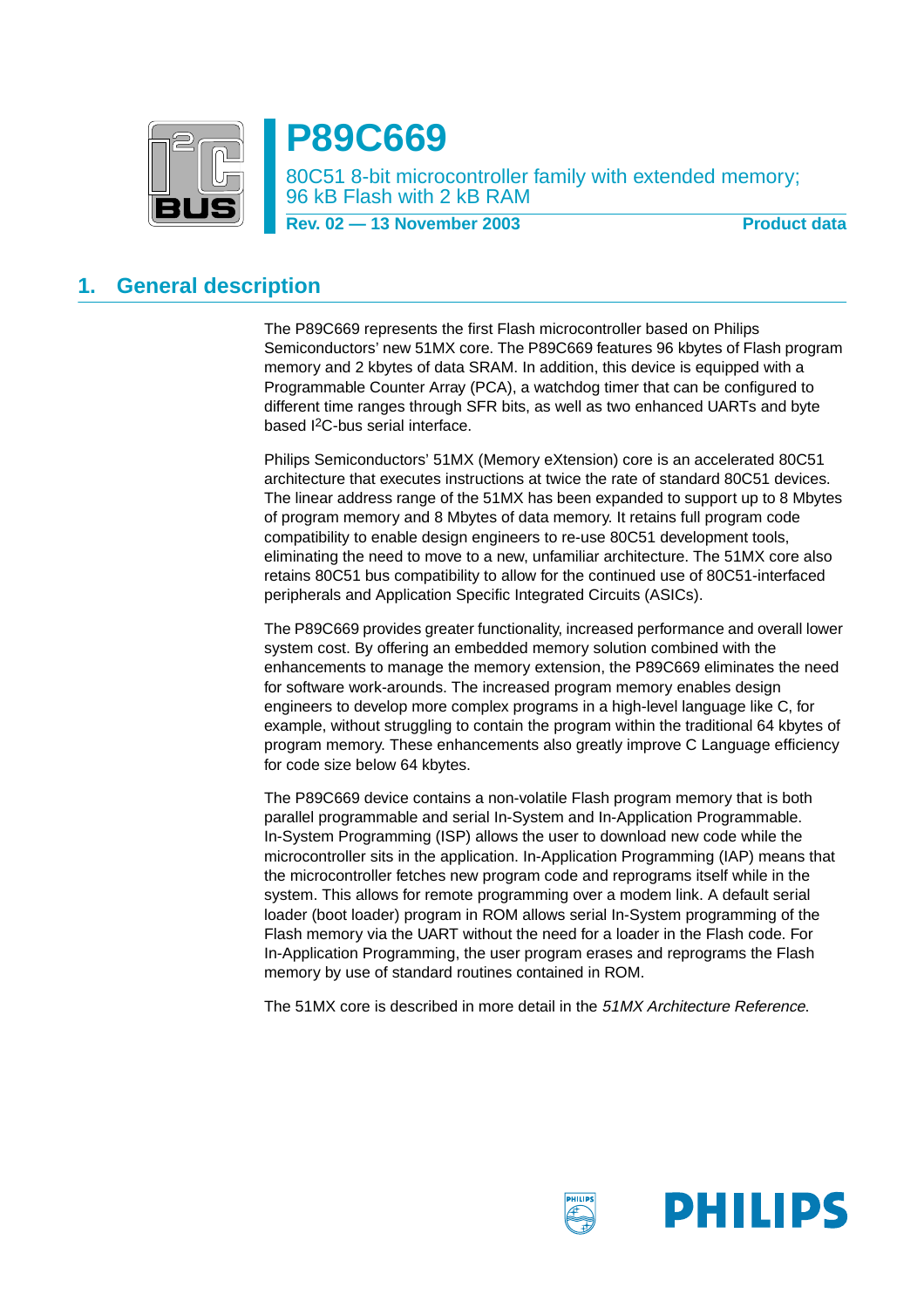# P89C669

80C51 8-bit microcontroller family with extended memory; 96 kB Flash with 2 kB RAM

**Rev. 02 — 13 November 2003** **Product data**

## 1. General description

The P89C669 represents the first Flash microcontroller based on Philips Semiconductors' new 51MX core. The P89C669 features 96 kbytes of Flash program memory and 2 kbytes of data SRAM. In addition, this device is equipped with a Programmable Counter Array (PCA), a watchdog timer that can be configured to different time ranges through SFR bits, as well as two enhanced UARTs and byte based I²C-bus serial interface.

Philips Semiconductors' 51MX (Memory eXtension) core is an accelerated 80C51 architecture that executes instructions at twice the rate of standard 80C51 devices. The linear address range of the 51MX has been expanded to support up to 8 Mbytes of program memory and 8 Mbytes of data memory. It retains full program code compatibility to enable design engineers to re-use 80C51 development tools, eliminating the need to move to a new, unfamiliar architecture. The 51MX core also retains 80C51 bus compatibility to allow for the continued use of 80C51-interfaced peripherals and Application Specific Integrated Circuits (ASICs).

The P89C669 provides greater functionality, increased performance and overall lower system cost. By offering an embedded memory solution combined with the enhancements to manage the memory extension, the P89C669 eliminates the need for software work-arounds. The increased program memory enables design engineers to develop more complex programs in a high-level language like C, for example, without struggling to contain the program within the traditional 64 kbytes of program memory. These enhancements also greatly improve C Language efficiency for code size below 64 kbytes.

The P89C669 device contains a non-volatile Flash program memory that is both parallel programmable and serial In-System and In-Application Programmable. In-System Programming (ISP) allows the user to download new code while the microcontroller sits in the application. In-Application Programming (IAP) means that the microcontroller fetches new program code and reprograms itself while in the system. This allows for remote programming over a modem link. A default serial loader (boot loader) program in ROM allows serial In-System programming of the Flash memory via the UART without the need for a loader in the Flash code. For In-Application Programming, the user program erases and reprograms the Flash memory by use of standard routines contained in ROM.

The 51MX core is described in more detail in the *51MX Architecture Reference*.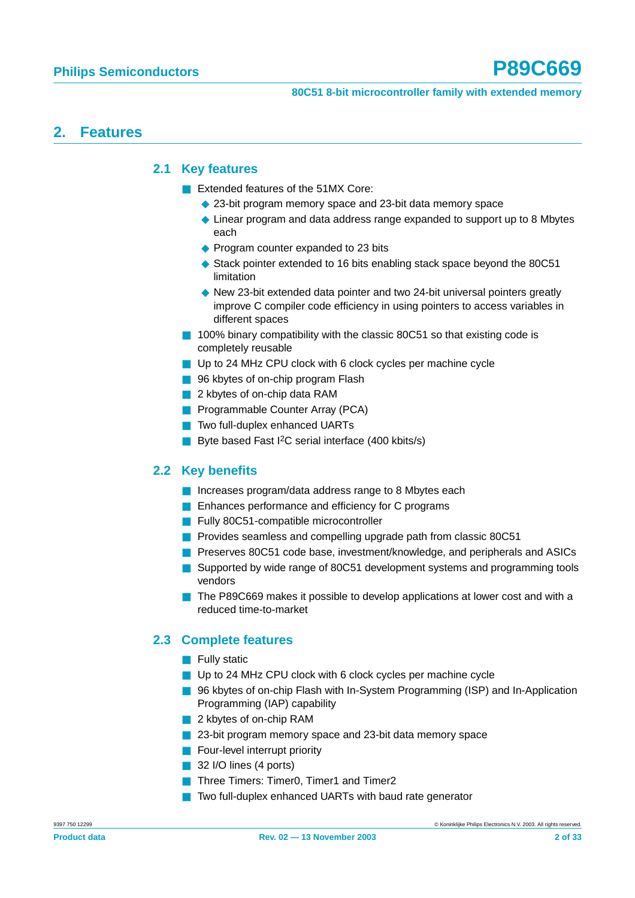## 2. Features

### 2.1 Key features

- Extended features of the 51MX Core:
  - 23-bit program memory space and 23-bit data memory space
  - Linear program and data address range expanded to support up to 8 Mbytes each
  - Program counter expanded to 23 bits
  - Stack pointer extended to 16 bits enabling stack space beyond the 80C51 limitation
  - New 23-bit extended data pointer and two 24-bit universal pointers greatly improve C compiler code efficiency in using pointers to access variables in different spaces
- 100% binary compatibility with the classic 80C51 so that existing code is completely reusable
- Up to 24 MHz CPU clock with 6 clock cycles per machine cycle
- 96 kbytes of on-chip program Flash
- 2 kbytes of on-chip data RAM
- Programmable Counter Array (PCA)
- Two full-duplex enhanced UARTs
- Byte based Fast $I^2C$ serial interface (400 kbits/s)

### 2.2 Key benefits

- Increases program/data address range to 8 Mbytes each
- Enhances performance and efficiency for C programs
- Fully 80C51-compatible microcontroller
- Provides seamless and compelling upgrade path from classic 80C51
- Preserves 80C51 code base, investment/knowledge, and peripherals and ASICs
- Supported by wide range of 80C51 development systems and programming tools vendors
- The P89C669 makes it possible to develop applications at lower cost and with a reduced time-to-market

### 2.3 Complete features

- Fully static
- Up to 24 MHz CPU clock with 6 clock cycles per machine cycle
- 96 kbytes of on-chip Flash with In-System Programming (ISP) and In-Application Programming (IAP) capability
- 2 kbytes of on-chip RAM
- 23-bit program memory space and 23-bit data memory space
- Four-level interrupt priority
- 32 I/O lines (4 ports)
- Three Timers: Timer0, Timer1 and Timer2
- Two full-duplex enhanced UARTs with baud rate generator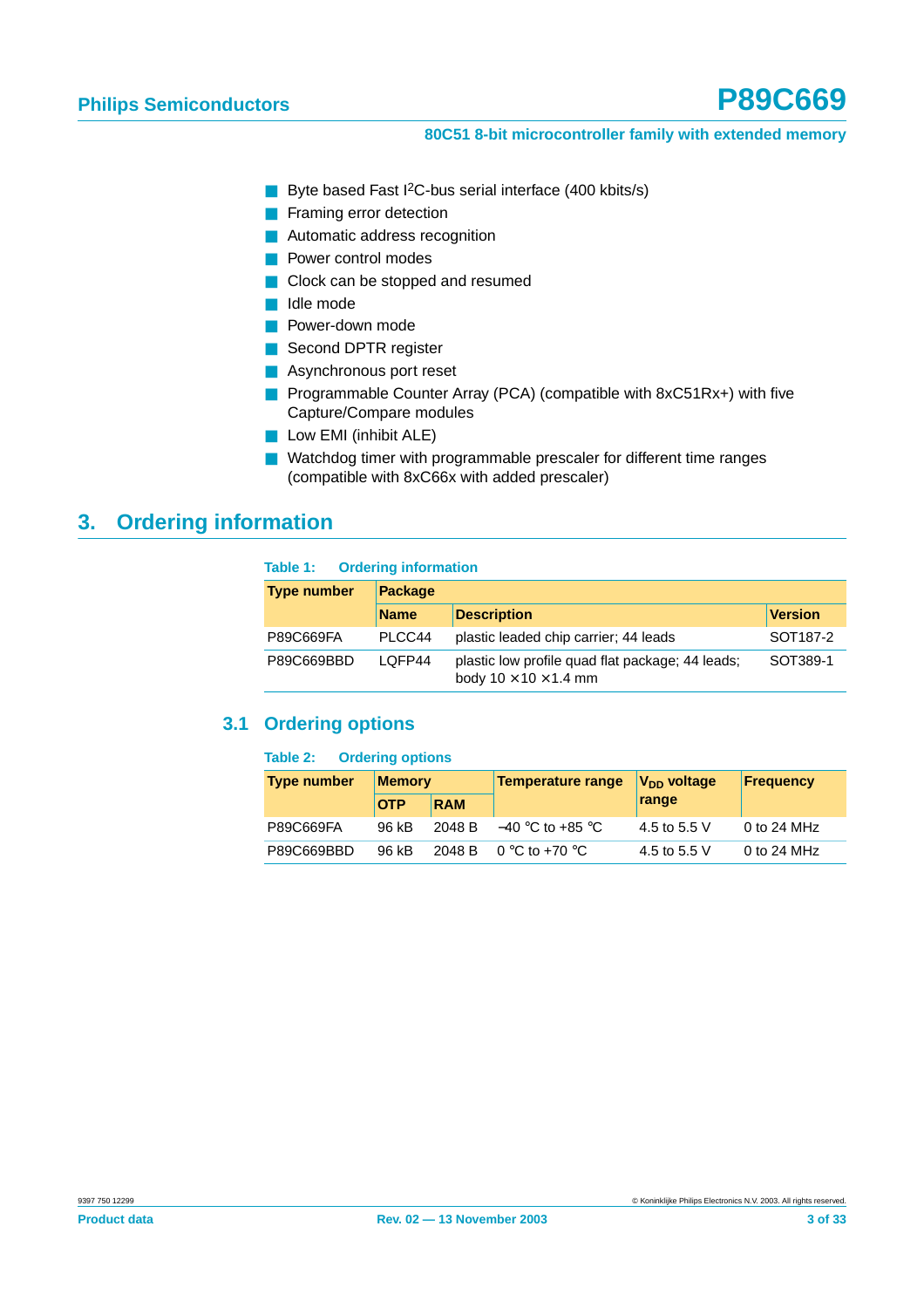- Byte based Fast $I^2C$-bus serial interface (400 kbits/s)
- Framing error detection
- Automatic address recognition
- Power control modes
- Clock can be stopped and resumed
- Idle mode
- Power-down mode
- Second DPTR register
- Asynchronous port reset
- Programmable Counter Array (PCA) (compatible with 8xC51Rx+) with five Capture/Compare modules
- Low EMI (inhibit ALE)
- Watchdog timer with programmable prescaler for different time ranges (compatible with 8xC66x with added prescaler)

## 3. Ordering information

**Table 1: Ordering information**

| Type number | Package | | |
|---|---|---|---|
| | Name | Description | Version |
| P89C669FA | PLCC44 | plastic leaded chip carrier; 44 leads | SOT187-2 |
| P89C669BBD | LQFP44 | plastic low profile quad flat package; 44 leads; body 10 × 10 × 1.4 mm | SOT389-1 |

### 3.1 Ordering options

**Table 2: Ordering options**

| Type number | Memory | | Temperature range | $V_{DD}$ voltage range | Frequency |
|---|---|---|---|---|---|
| | OTP | RAM | | | |
| P89C669FA | 96 kB | 2048 B | −40 °C to +85 °C | 4.5 to 5.5 V | 0 to 24 MHz |
| P89C669BBD | 96 kB | 2048 B | 0 °C to +70 °C | 4.5 to 5.5 V | 0 to 24 MHz |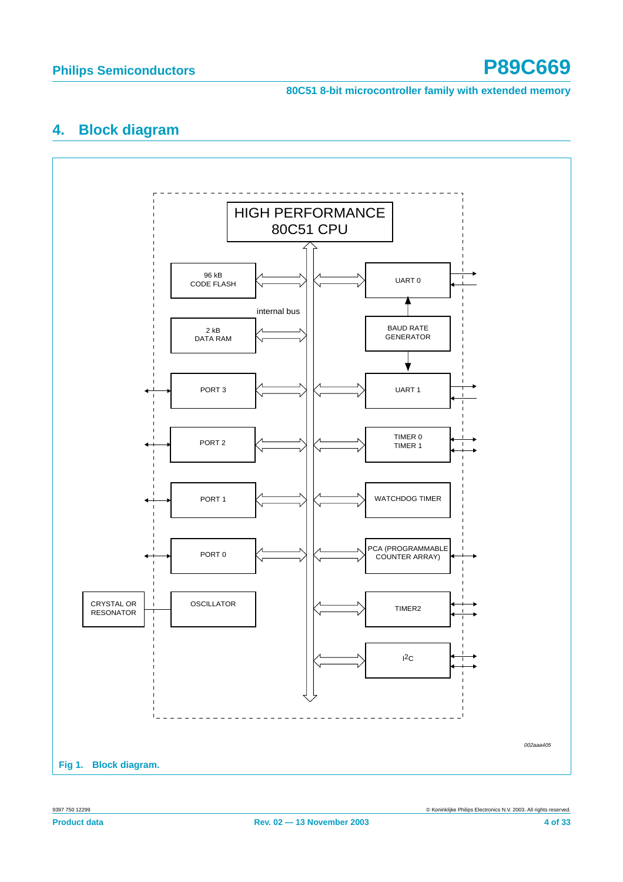## 4. Block diagram

HIGH PERFORMANCE 80C51 CPU

96 kB CODE FLASH

internal bus

2 kB DATA RAM

PORT 3

PORT 2

PORT 1

PORT 0

CRYSTAL OR RESONATOR

OSCILLATOR

UART 0

BAUD RATE GENERATOR

UART 1

TIMER 0 TIMER 1

WATCHDOG TIMER

PCA (PROGRAMMABLE COUNTER ARRAY)

TIMER2

$I^2C$

*002aaa405*

**Fig 1. Block diagram.**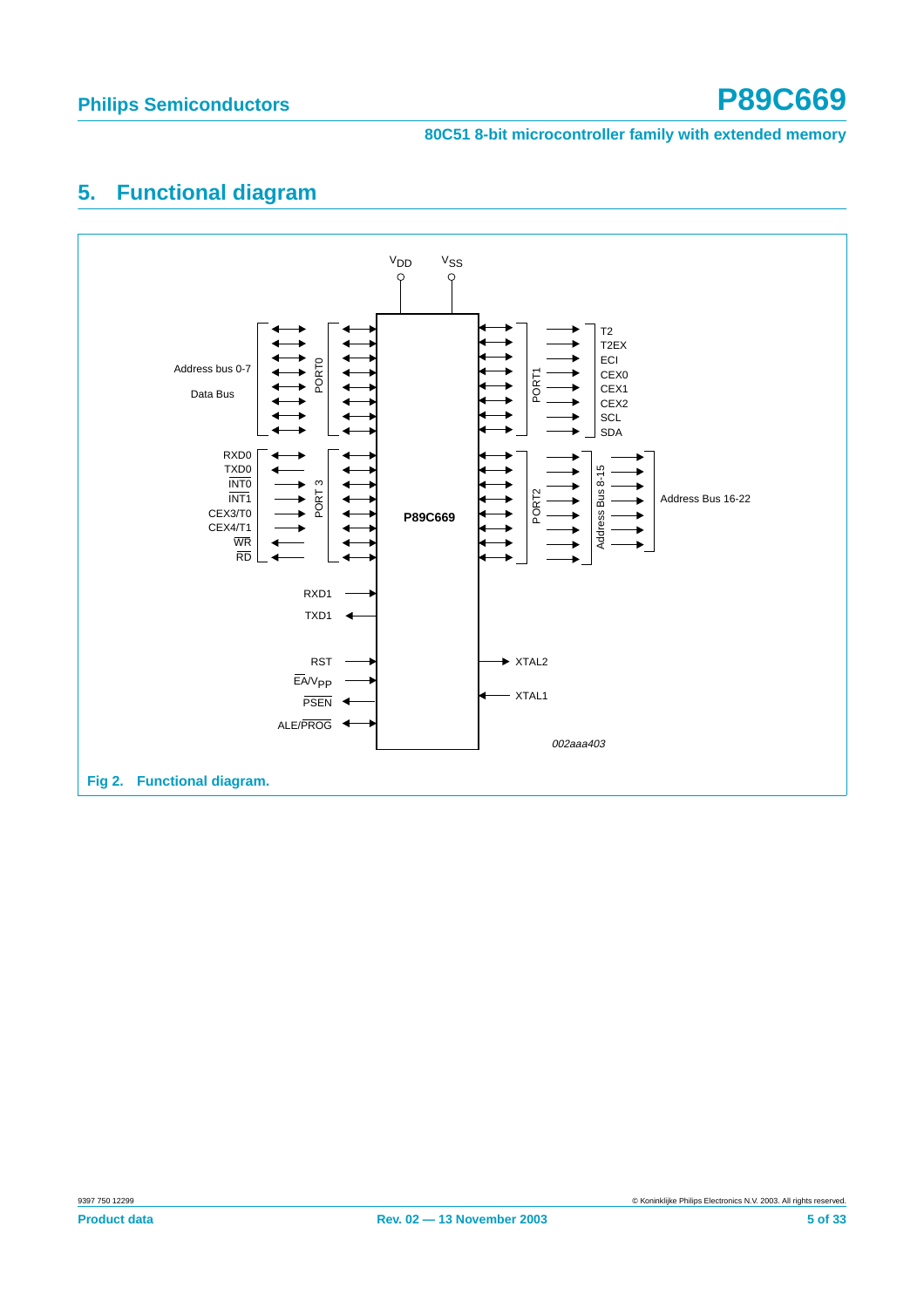## 5. Functional diagram

Fig 2. Functional diagram.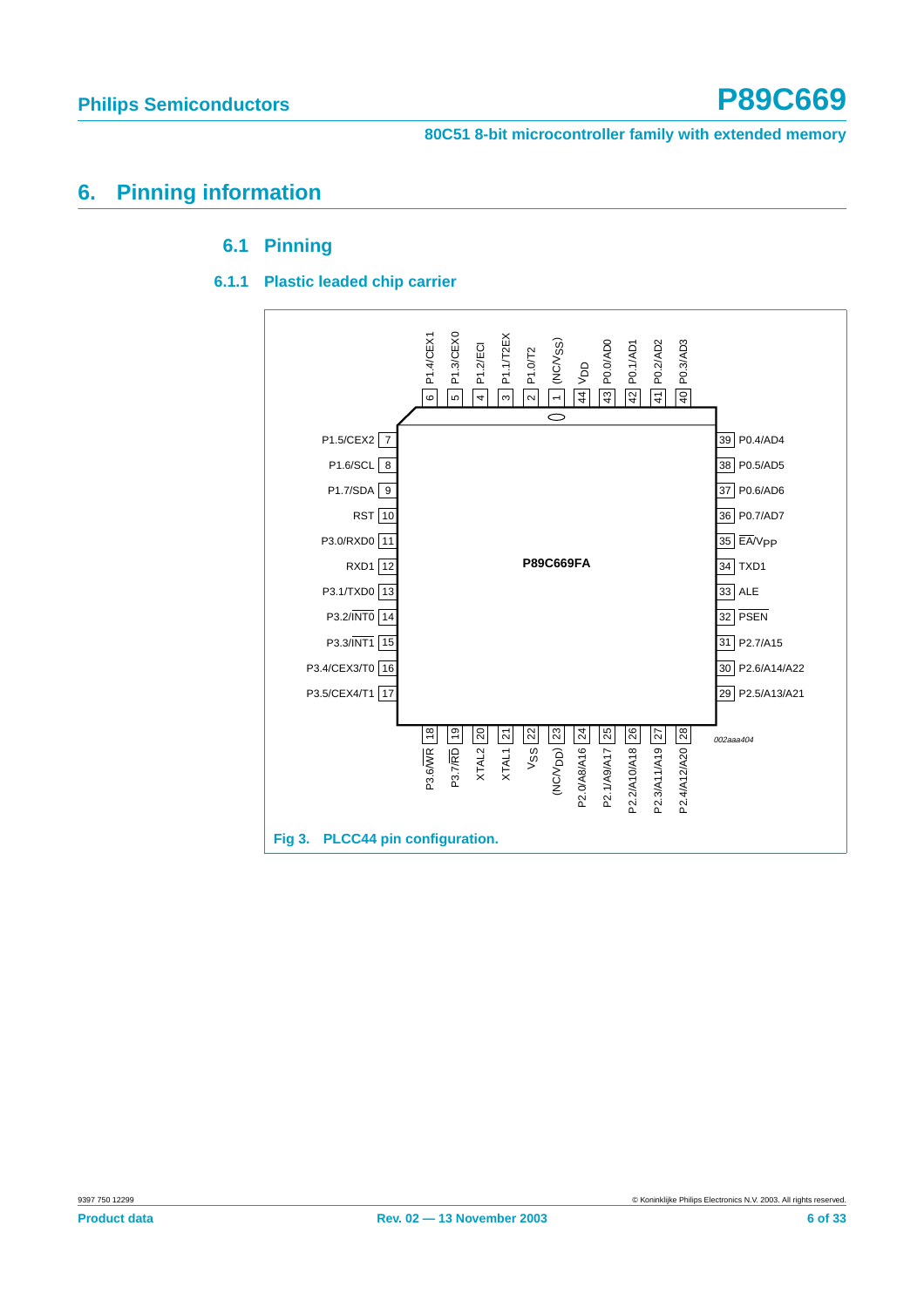# 6. Pinning information

## 6.1 Pinning

### 6.1.1 Plastic leaded chip carrier

| Pin | Symbol | Pin | Symbol |
|---|---|---|---|
| 1 | (NC/$V_{SS}$) | 23 | (NC/$V_{DD}$) |
| 2 | P1.0/T2 | 24 | P2.0/A8/A16 |
| 3 | P1.1/T2EX | 25 | P2.1/A9/A17 |
| 4 | P1.2/ECI | 26 | P2.2/A10/A18 |
| 5 | P1.3/CEX0 | 27 | P2.3/A11/A19 |
| 6 | P1.4/CEX1 | 28 | P2.4/A12/A20 |
| 7 | P1.5/CEX2 | 29 | P2.5/A13/A21 |
| 8 | P1.6/SCL | 30 | P2.6/A14/A22 |
| 9 | P1.7/SDA | 31 | P2.7/A15 |
| 10 | RST | 32 | $\overline{PSEN}$ |
| 11 | P3.0/RXD0 | 33 | ALE |
| 12 | RXD1 | 34 | TXD1 |
| 13 | P3.1/TXD0 | 35 | $\overline{EA}/V_{PP}$ |
| 14 | P3.2/$\overline{INT0}$ | 36 | P0.7/AD7 |
| 15 | P3.3/$\overline{INT1}$ | 37 | P0.6/AD6 |
| 16 | P3.4/CEX3/T0 | 38 | P0.5/AD5 |
| 17 | P3.5/CEX4/T1 | 39 | P0.4/AD4 |
| 18 | P3.6/$\overline{WR}$ | 40 | P0.3/AD3 |
| 19 | P3.7/$\overline{RD}$ | 41 | P0.2/AD2 |
| 20 | XTAL2 | 42 | P0.1/AD1 |
| 21 | XTAL1 | 43 | P0.0/AD0 |
| 22 | $V_{SS}$ | 44 | $V_{DD}$ |

P89C669FA

002aaa404

**Fig 3. PLCC44 pin configuration.**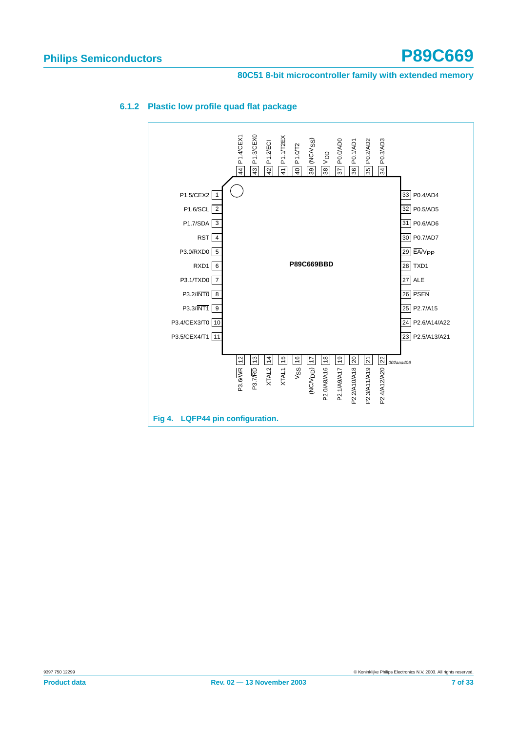### 6.1.2 Plastic low profile quad flat package

| Pin | Symbol |
|---|---|
| 1 | P1.5/CEX2 |
| 2 | P1.6/SCL |
| 3 | P1.7/SDA |
| 4 | RST |
| 5 | P3.0/RXD0 |
| 6 | RXD1 |
| 7 | P3.1/TXD0 |
| 8 | P3.2/INT0 |
| 9 | P3.3/INT1 |
| 10 | P3.4/CEX3/T0 |
| 11 | P3.5/CEX4/T1 |
| 12 | P3.6/WR |
| 13 | P3.7/RD |
| 14 | XTAL2 |
| 15 | XTAL1 |
| 16 | $V_{SS}$ |
| 17 | (NC/$V_{DD}$) |
| 18 | P2.0/A8/A16 |
| 19 | P2.1/A9/A17 |
| 20 | P2.2/A10/A18 |
| 21 | P2.3/A11/A19 |
| 22 | P2.4/A12/A20 |
| 23 | P2.5/A13/A21 |
| 24 | P2.6/A14/A22 |
| 25 | P2.7/A15 |
| 26 | PSEN |
| 27 | ALE |
| 28 | TXD1 |
| 29 | EA/$V_{PP}$ |
| 30 | P0.7/AD7 |
| 31 | P0.6/AD6 |
| 32 | P0.5/AD5 |
| 33 | P0.4/AD4 |
| 34 | P0.3/AD3 |
| 35 | P0.2/AD2 |
| 36 | P0.1/AD1 |
| 37 | P0.0/AD0 |
| 38 | $V_{DD}$ |
| 39 | (NC/$V_{SS}$) |
| 40 | P1.0/T2 |
| 41 | P1.1/T2EX |
| 42 | P1.2/ECI |
| 43 | P1.3/CEX0 |
| 44 | P1.4/CEX1 |

P89C669BBD

002aaa406

Fig 4. LQFP44 pin configuration.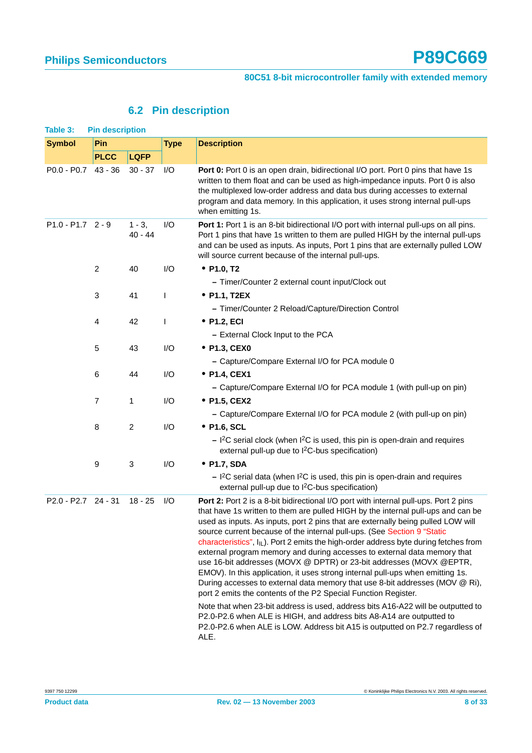## 6.2 Pin description

**Table 3: Pin description**

| Symbol | Pin | | Type | Description |
|---|---|---|---|---|
| | PLCC | LQFP | | |
| P0.0 - P0.7 | 43 - 36 | 30 - 37 | I/O | **Port 0:** Port 0 is an open drain, bidirectional I/O port. Port 0 pins that have 1s written to them float and can be used as high-impedance inputs. Port 0 is also the multiplexed low-order address and data bus during accesses to external program and data memory. In this application, it uses strong internal pull-ups when emitting 1s. |
| P1.0 - P1.7 | 2 - 9 | 1 - 3, 40 - 44 | I/O | **Port 1:** Port 1 is an 8-bit bidirectional I/O port with internal pull-ups on all pins. Port 1 pins that have 1s written to them are pulled HIGH by the internal pull-ups and can be used as inputs. As inputs, Port 1 pins that are externally pulled LOW will source current because of the internal pull-ups. |
| | 2 | 40 | I/O | • **P1.0, T2** – Timer/Counter 2 external count input/Clock out |
| | 3 | 41 | I | • **P1.1, T2EX** – Timer/Counter 2 Reload/Capture/Direction Control |
| | 4 | 42 | I | • **P1.2, ECI** – External Clock Input to the PCA |
| | 5 | 43 | I/O | • **P1.3, CEX0** – Capture/Compare External I/O for PCA module 0 |
| | 6 | 44 | I/O | • **P1.4, CEX1** – Capture/Compare External I/O for PCA module 1 (with pull-up on pin) |
| | 7 | 1 | I/O | • **P1.5, CEX2** – Capture/Compare External I/O for PCA module 2 (with pull-up on pin) |
| | 8 | 2 | I/O | • **P1.6, SCL** – $I^2C$ serial clock (when $I^2C$ is used, this pin is open-drain and requires external pull-up due to $I^2C$-bus specification) |
| | 9 | 3 | I/O | • **P1.7, SDA** – $I^2C$ serial data (when $I^2C$ is used, this pin is open-drain and requires external pull-up due to $I^2C$-bus specification) |
| P2.0 - P2.7 | 24 - 31 | 18 - 25 | I/O | **Port 2:** Port 2 is a 8-bit bidirectional I/O port with internal pull-ups. Port 2 pins that have 1s written to them are pulled HIGH by the internal pull-ups and can be used as inputs. As inputs, port 2 pins that are externally being pulled LOW will source current because of the internal pull-ups. (See Section 9 "Static characteristics", $I_{IL}$). Port 2 emits the high-order address byte during fetches from external program memory and during accesses to external data memory that use 16-bit addresses (MOVX @ DPTR) or 23-bit addresses (MOVX @EPTR, EMOV). In this application, it uses strong internal pull-ups when emitting 1s. During accesses to external data memory that use 8-bit addresses (MOV @ Ri), port 2 emits the contents of the P2 Special Function Register.<br><br>Note that when 23-bit address is used, address bits A16-A22 will be outputted to P2.0-P2.6 when ALE is HIGH, and address bits A8-A14 are outputted to P2.0-P2.6 when ALE is LOW. Address bit A15 is outputted on P2.7 regardless of ALE. |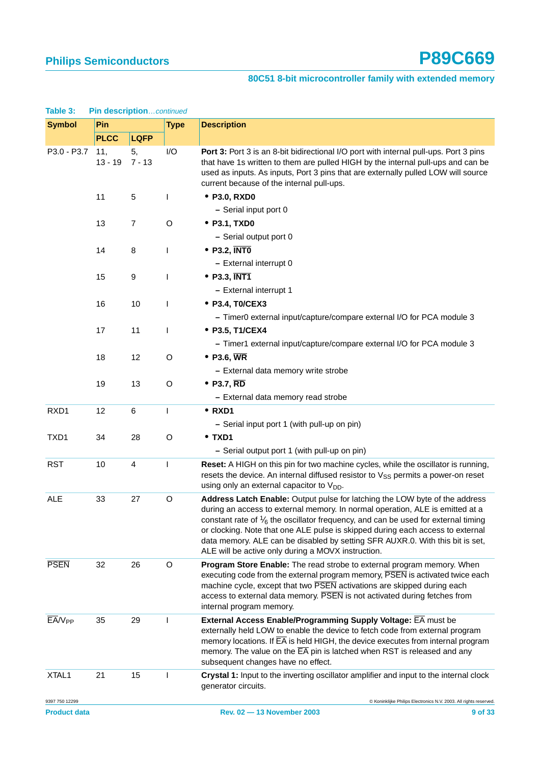**Table 3: Pin description**...*continued*

| Symbol | Pin | | Type | Description |
|---|---|---|---|---|
| | PLCC | LQFP | | |
| P3.0 - P3.7 | 11, 13 - 19 | 5, 7 - 13 | I/O | **Port 3:** Port 3 is an 8-bit bidirectional I/O port with internal pull-ups. Port 3 pins that have 1s written to them are pulled HIGH by the internal pull-ups and can be used as inputs. As inputs, Port 3 pins that are externally pulled LOW will source current because of the internal pull-ups. |
| | 11 | 5 | I | • **P3.0, RXD0** – Serial input port 0 |
| | 13 | 7 | O | • **P3.1, TXD0** – Serial output port 0 |
| | 14 | 8 | I | • **P3.2, $\overline{\text{INT0}}$** – External interrupt 0 |
| | 15 | 9 | I | • **P3.3, $\overline{\text{INT1}}$** – External interrupt 1 |
| | 16 | 10 | I | • **P3.4, T0/CEX3** – Timer0 external input/capture/compare external I/O for PCA module 3 |
| | 17 | 11 | I | • **P3.5, T1/CEX4** – Timer1 external input/capture/compare external I/O for PCA module 3 |
| | 18 | 12 | O | • **P3.6, $\overline{\text{WR}}$** – External data memory write strobe |
| | 19 | 13 | O | • **P3.7, $\overline{\text{RD}}$** – External data memory read strobe |
| RXD1 | 12 | 6 | I | • **RXD1** – Serial input port 1 (with pull-up on pin) |
| TXD1 | 34 | 28 | O | • **TXD1** – Serial output port 1 (with pull-up on pin) |
| RST | 10 | 4 | I | **Reset:** A HIGH on this pin for two machine cycles, while the oscillator is running, resets the device. An internal diffused resistor to $V_{SS}$ permits a power-on reset using only an external capacitor to $V_{DD}$. |
| ALE | 33 | 27 | O | **Address Latch Enable:** Output pulse for latching the LOW byte of the address during an access to external memory. In normal operation, ALE is emitted at a constant rate of $\frac{1}{6}$ the oscillator frequency, and can be used for external timing or clocking. Note that one ALE pulse is skipped during each access to external data memory. ALE can be disabled by setting SFR AUXR.0. With this bit is set, ALE will be active only during a MOVX instruction. |
| $\overline{\text{PSEN}}$ | 32 | 26 | O | **Program Store Enable:** The read strobe to external program memory. When executing code from the external program memory, $\overline{\text{PSEN}}$ is activated twice each machine cycle, except that two $\overline{\text{PSEN}}$ activations are skipped during each access to external data memory. $\overline{\text{PSEN}}$ is not activated during fetches from internal program memory. |
| $\overline{\text{EA}}/V_{PP}$ | 35 | 29 | I | **External Access Enable/Programming Supply Voltage:** $\overline{\text{EA}}$ must be externally held LOW to enable the device to fetch code from external program memory locations. If $\overline{\text{EA}}$ is held HIGH, the device executes from internal program memory. The value on the $\overline{\text{EA}}$ pin is latched when RST is released and any subsequent changes have no effect. |
| XTAL1 | 21 | 15 | I | **Crystal 1:** Input to the inverting oscillator amplifier and input to the internal clock generator circuits. |

9397 750 12299

© Koninklijke Philips Electronics N.V. 2003. All rights reserved.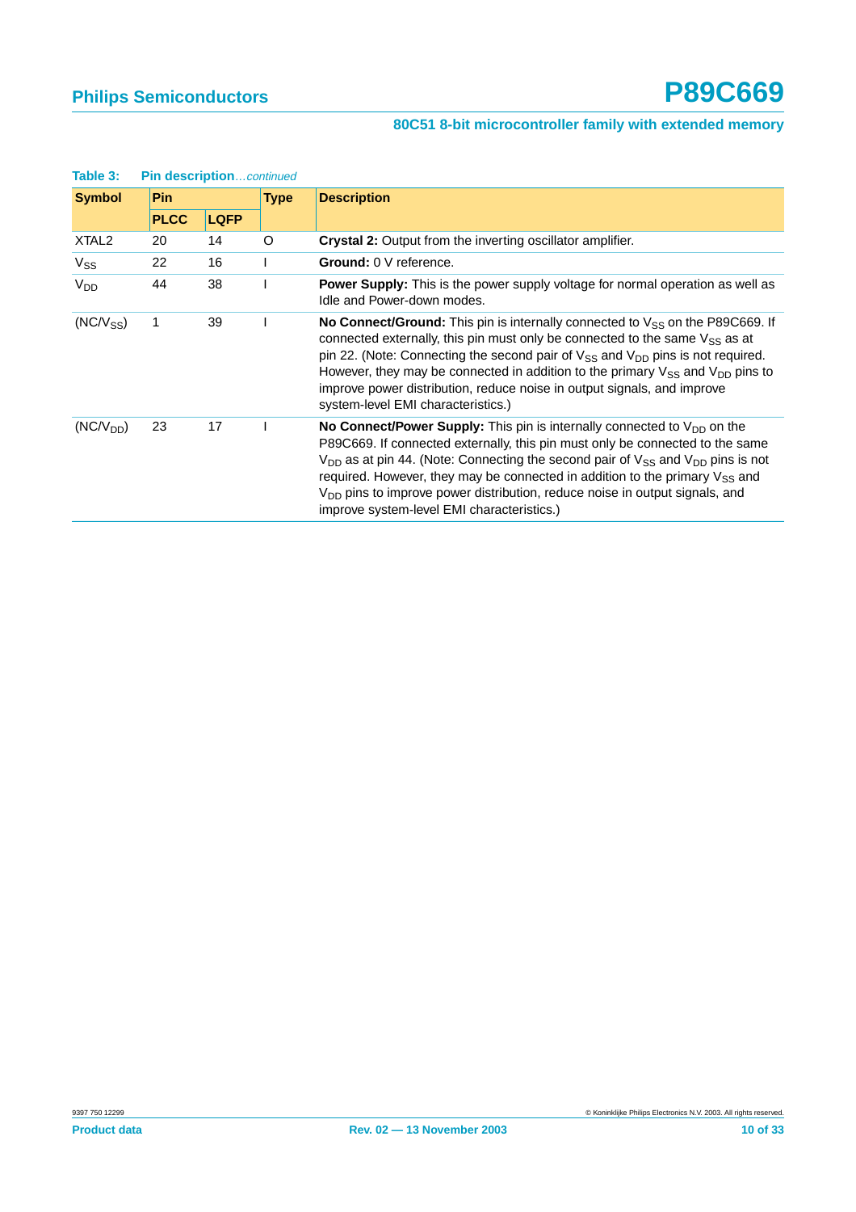**Table 3: Pin description** *...continued*

| Symbol | Pin | | Type | Description |
|---|---|---|---|---|
| | PLCC | LQFP | | |
| XTAL2 | 20 | 14 | O | **Crystal 2:** Output from the inverting oscillator amplifier. |
| $V_{SS}$ | 22 | 16 | I | **Ground:** 0 V reference. |
| $V_{DD}$ | 44 | 38 | I | **Power Supply:** This is the power supply voltage for normal operation as well as Idle and Power-down modes. |
| (NC/$V_{SS}$) | 1 | 39 | I | **No Connect/Ground:** This pin is internally connected to $V_{SS}$ on the P89C669. If connected externally, this pin must only be connected to the same $V_{SS}$ as at pin 22. (Note: Connecting the second pair of $V_{SS}$ and $V_{DD}$ pins is not required. However, they may be connected in addition to the primary $V_{SS}$ and $V_{DD}$ pins to improve power distribution, reduce noise in output signals, and improve system-level EMI characteristics.) |
| (NC/$V_{DD}$) | 23 | 17 | I | **No Connect/Power Supply:** This pin is internally connected to $V_{DD}$ on the P89C669. If connected externally, this pin must only be connected to the same $V_{DD}$ as at pin 44. (Note: Connecting the second pair of $V_{SS}$ and $V_{DD}$ pins is not required. However, they may be connected in addition to the primary $V_{SS}$ and $V_{DD}$ pins to improve power distribution, reduce noise in output signals, and improve system-level EMI characteristics.) |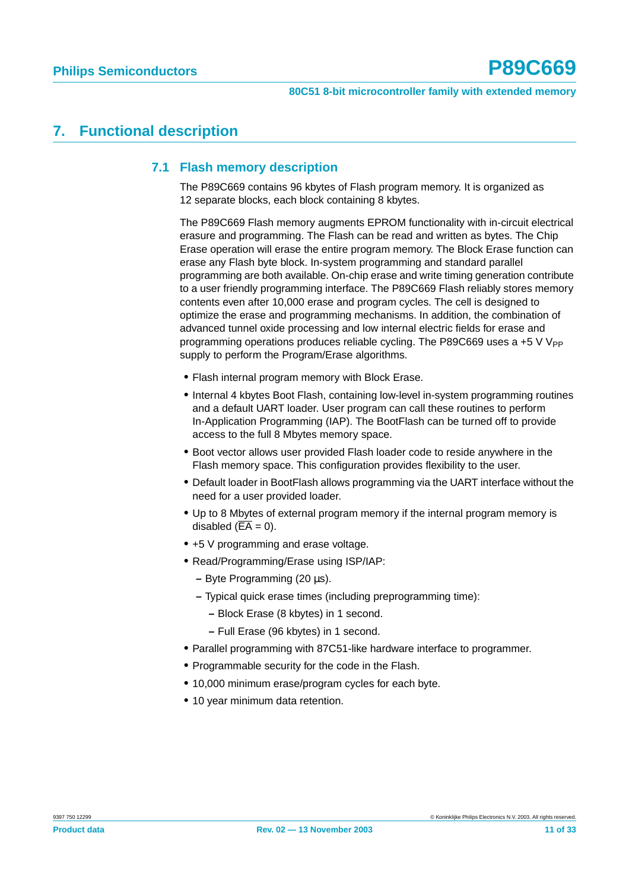# 7. Functional description

## 7.1 Flash memory description

The P89C669 contains 96 kbytes of Flash program memory. It is organized as 12 separate blocks, each block containing 8 kbytes.

The P89C669 Flash memory augments EPROM functionality with in-circuit electrical erasure and programming. The Flash can be read and written as bytes. The Chip Erase operation will erase the entire program memory. The Block Erase function can erase any Flash byte block. In-system programming and standard parallel programming are both available. On-chip erase and write timing generation contribute to a user friendly programming interface. The P89C669 Flash reliably stores memory contents even after 10,000 erase and program cycles. The cell is designed to optimize the erase and programming mechanisms. In addition, the combination of advanced tunnel oxide processing and low internal electric fields for erase and programming operations produces reliable cycling. The P89C669 uses a +5 V $V_{PP}$ supply to perform the Program/Erase algorithms.

- Flash internal program memory with Block Erase.
- Internal 4 kbytes Boot Flash, containing low-level in-system programming routines and a default UART loader. User program can call these routines to perform In-Application Programming (IAP). The BootFlash can be turned off to provide access to the full 8 Mbytes memory space.
- Boot vector allows user provided Flash loader code to reside anywhere in the Flash memory space. This configuration provides flexibility to the user.
- Default loader in BootFlash allows programming via the UART interface without the need for a user provided loader.
- Up to 8 Mbytes of external program memory if the internal program memory is disabled ($\overline{EA}$ = 0).
- +5 V programming and erase voltage.
- Read/Programming/Erase using ISP/IAP:
  - Byte Programming (20 µs).
  - Typical quick erase times (including preprogramming time):
    - Block Erase (8 kbytes) in 1 second.
    - Full Erase (96 kbytes) in 1 second.
- Parallel programming with 87C51-like hardware interface to programmer.
- Programmable security for the code in the Flash.
- 10,000 minimum erase/program cycles for each byte.
- 10 year minimum data retention.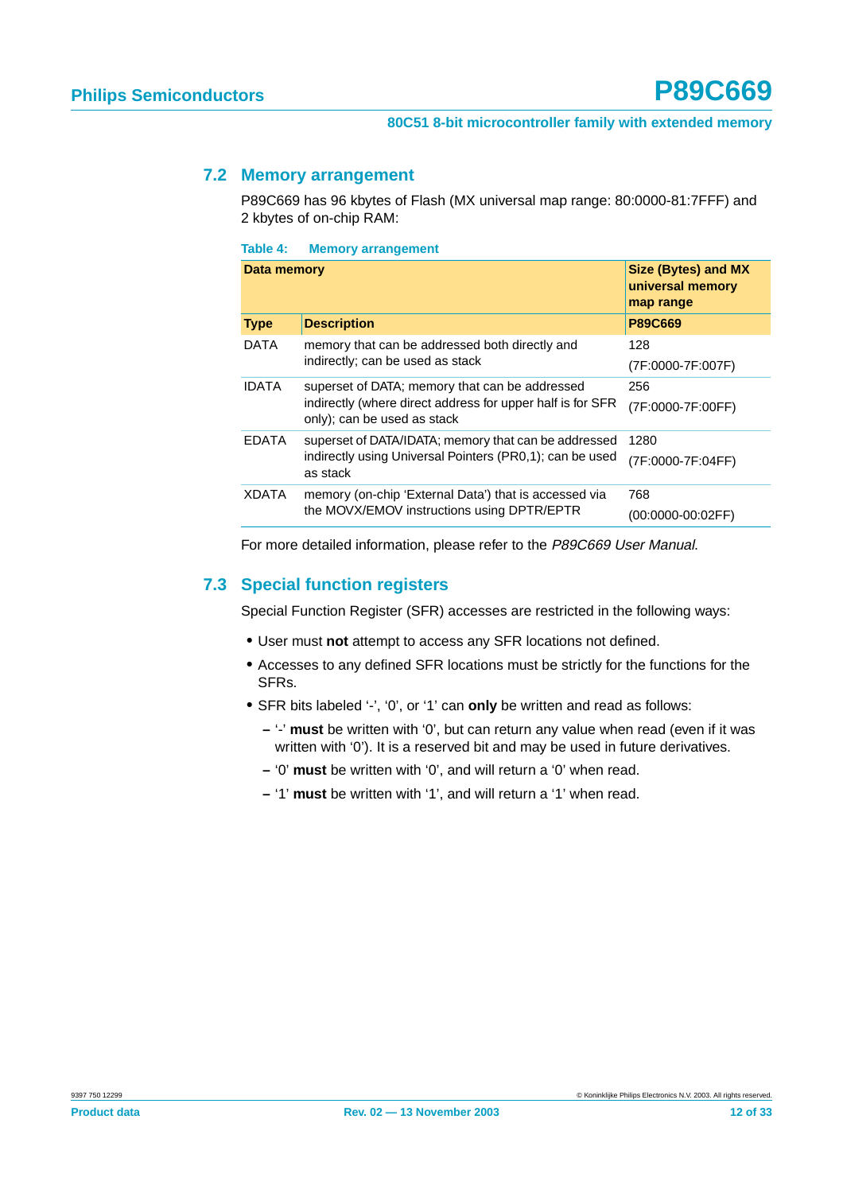## 7.2 Memory arrangement

P89C669 has 96 kbytes of Flash (MX universal map range: 80:0000-81:7FFF) and 2 kbytes of on-chip RAM:

**Table 4: Memory arrangement**

| Data memory | | Size (Bytes) and MX universal memory map range |
|---|---|---|
| **Type** | **Description** | **P89C669** |
| DATA | memory that can be addressed both directly and indirectly; can be used as stack | 128 (7F:0000-7F:007F) |
| IDATA | superset of DATA; memory that can be addressed indirectly (where direct address for upper half is for SFR only); can be used as stack | 256 (7F:0000-7F:00FF) |
| EDATA | superset of DATA/IDATA; memory that can be addressed indirectly using Universal Pointers (PR0,1); can be used as stack | 1280 (7F:0000-7F:04FF) |
| XDATA | memory (on-chip 'External Data') that is accessed via the MOVX/EMOV instructions using DPTR/EPTR | 768 (00:0000-00:02FF) |

For more detailed information, please refer to the *P89C669 User Manual*.

## 7.3 Special function registers

Special Function Register (SFR) accesses are restricted in the following ways:

- User must **not** attempt to access any SFR locations not defined.
- Accesses to any defined SFR locations must be strictly for the functions for the SFRs.
- SFR bits labeled '-', '0', or '1' can **only** be written and read as follows:
  - '-' **must** be written with '0', but can return any value when read (even if it was written with '0'). It is a reserved bit and may be used in future derivatives.
  - '0' **must** be written with '0', and will return a '0' when read.
  - '1' **must** be written with '1', and will return a '1' when read.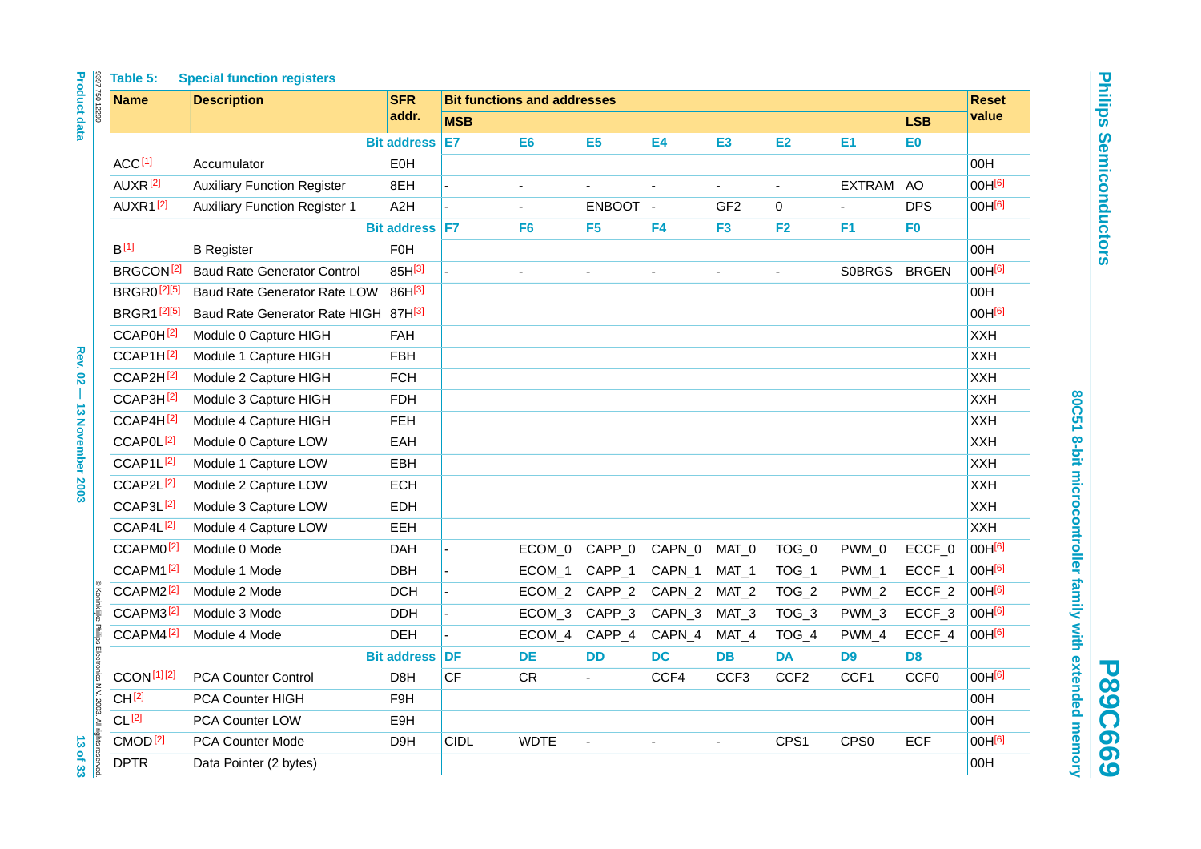**Table 5: Special function registers**

| Name | Description | SFR addr. | Bit functions and addresses | | | | | | | | Reset value |
|---|---|---|---|---|---|---|---|---|---|---|---|
| | | | MSB | | | | | | | LSB | |
| | | Bit address | E7 | E6 | E5 | E4 | E3 | E2 | E1 | E0 | |
| ACC[1] | Accumulator | E0H | | | | | | | | | 00H |
| AUXR[2] | Auxiliary Function Register | 8EH | - | - | - | - | - | - | EXTRAM | AO | 00H[6] |
| AUXR1[2] | Auxiliary Function Register 1 | A2H | - | - | ENBOOT | - | GF2 | 0 | - | DPS | 00H[6] |
| | | Bit address | F7 | F6 | F5 | F4 | F3 | F2 | F1 | F0 | |
| B[1] | B Register | F0H | | | | | | | | | 00H |
| BRGCON[2] | Baud Rate Generator Control | 85H[3] | - | - | - | - | - | - | S0BRGS | BRGEN | 00H[6] |
| BRGR0[2][5] | Baud Rate Generator Rate LOW | 86H[3] | | | | | | | | | 00H |
| BRGR1[2][5] | Baud Rate Generator Rate HIGH | 87H[3] | | | | | | | | | 00H[6] |
| CCAP0H[2] | Module 0 Capture HIGH | FAH | | | | | | | | | XXH |
| CCAP1H[2] | Module 1 Capture HIGH | FBH | | | | | | | | | XXH |
| CCAP2H[2] | Module 2 Capture HIGH | FCH | | | | | | | | | XXH |
| CCAP3H[2] | Module 3 Capture HIGH | FDH | | | | | | | | | XXH |
| CCAP4H[2] | Module 4 Capture HIGH | FEH | | | | | | | | | XXH |
| CCAP0L[2] | Module 0 Capture LOW | EAH | | | | | | | | | XXH |
| CCAP1L[2] | Module 1 Capture LOW | EBH | | | | | | | | | XXH |
| CCAP2L[2] | Module 2 Capture LOW | ECH | | | | | | | | | XXH |
| CCAP3L[2] | Module 3 Capture LOW | EDH | | | | | | | | | XXH |
| CCAP4L[2] | Module 4 Capture LOW | EEH | | | | | | | | | XXH |
| CCAPM0[2] | Module 0 Mode | DAH | - | ECOM_0 | CAPP_0 | CAPN_0 | MAT_0 | TOG_0 | PWM_0 | ECCF_0 | 00H[6] |
| CCAPM1[2] | Module 1 Mode | DBH | - | ECOM_1 | CAPP_1 | CAPN_1 | MAT_1 | TOG_1 | PWM_1 | ECCF_1 | 00H[6] |
| CCAPM2[2] | Module 2 Mode | DCH | - | ECOM_2 | CAPP_2 | CAPN_2 | MAT_2 | TOG_2 | PWM_2 | ECCF_2 | 00H[6] |
| CCAPM3[2] | Module 3 Mode | DDH | - | ECOM_3 | CAPP_3 | CAPN_3 | MAT_3 | TOG_3 | PWM_3 | ECCF_3 | 00H[6] |
| CCAPM4[2] | Module 4 Mode | DEH | - | ECOM_4 | CAPP_4 | CAPN_4 | MAT_4 | TOG_4 | PWM_4 | ECCF_4 | 00H[6] |
| | | Bit address | DF | DE | DD | DC | DB | DA | D9 | D8 | |
| CCON[1][2] | PCA Counter Control | D8H | CF | CR | - | CCF4 | CCF3 | CCF2 | CCF1 | CCF0 | 00H[6] |
| CH[2] | PCA Counter HIGH | F9H | | | | | | | | | 00H |
| CL[2] | PCA Counter LOW | E9H | | | | | | | | | 00H |
| CMOD[2] | PCA Counter Mode | D9H | CIDL | WDTE | - | - | - | CPS1 | CPS0 | ECF | 00H[6] |
| DPTR | Data Pointer (2 bytes) | | | | | | | | | | 00H |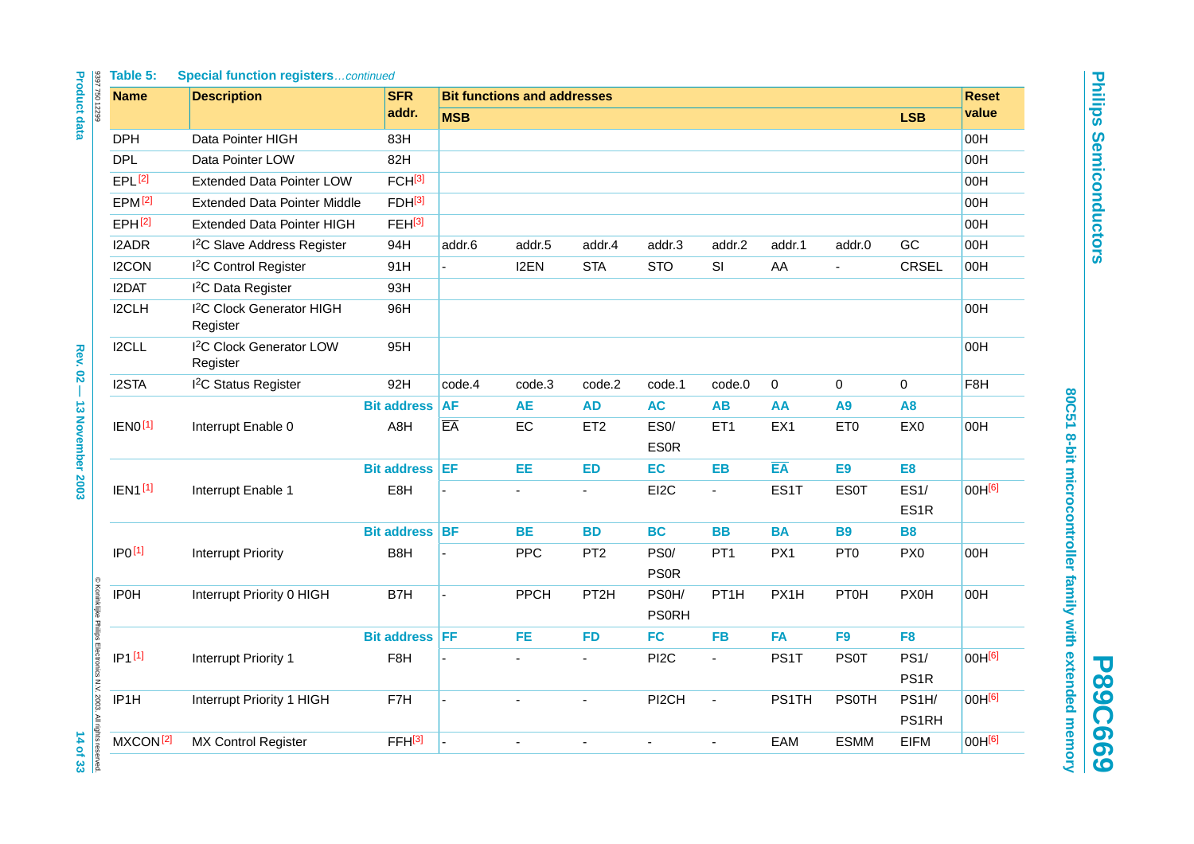**Table 5: Special function registers**...*continued*

| Name | Description | SFR addr. | Bit functions and addresses | | | | | | | | Reset value |
|---|---|---|---|---|---|---|---|---|---|---|---|
| | | | MSB | | | | | | | LSB | |
| DPH | Data Pointer HIGH | 83H | | | | | | | | | 00H |
| DPL | Data Pointer LOW | 82H | | | | | | | | | 00H |
| EPL [2] | Extended Data Pointer LOW | FCH[3] | | | | | | | | | 00H |
| EPM [2] | Extended Data Pointer Middle | FDH[3] | | | | | | | | | 00H |
| EPH [2] | Extended Data Pointer HIGH | FEH[3] | | | | | | | | | 00H |
| I2ADR | I²C Slave Address Register | 94H | addr.6 | addr.5 | addr.4 | addr.3 | addr.2 | addr.1 | addr.0 | GC | 00H |
| I2CON | I²C Control Register | 91H | - | I2EN | STA | STO | SI | AA | - | CRSEL | 00H |
| I2DAT | I²C Data Register | 93H | | | | | | | | | |
| I2CLH | I²C Clock Generator HIGH Register | 96H | | | | | | | | | 00H |
| I2CLL | I²C Clock Generator LOW Register | 95H | | | | | | | | | 00H |
| I2STA | I²C Status Register | 92H | code.4 | code.3 | code.2 | code.1 | code.0 | 0 | 0 | 0 | F8H |
| | | Bit address | AF | AE | AD | AC | AB | AA | A9 | A8 | |
| IEN0 [1] | Interrupt Enable 0 | A8H | $\overline{EA}$ | EC | ET2 | ES0/ ES0R | ET1 | EX1 | ET0 | EX0 | 00H |
| | | Bit address | EF | EE | ED | EC | EB | $\overline{EA}$ | E9 | E8 | |
| IEN1 [1] | Interrupt Enable 1 | E8H | - | - | - | EI2C | - | ES1T | ES0T | ES1/ ES1R | 00H[6] |
| | | Bit address | BF | BE | BD | BC | BB | BA | B9 | B8 | |
| IP0 [1] | Interrupt Priority | B8H | - | PPC | PT2 | PS0/ PS0R | PT1 | PX1 | PT0 | PX0 | 00H |
| IP0H | Interrupt Priority 0 HIGH | B7H | - | PPCH | PT2H | PS0H/ PS0RH | PT1H | PX1H | PT0H | PX0H | 00H |
| | | Bit address | FF | FE | FD | FC | FB | FA | F9 | F8 | |
| IP1 [1] | Interrupt Priority 1 | F8H | - | - | - | PI2C | - | PS1T | PS0T | PS1/ PS1R | 00H[6] |
| IP1H | Interrupt Priority 1 HIGH | F7H | - | - | - | PI2CH | - | PS1TH | PS0TH | PS1H/ PS1RH | 00H[6] |
| MXCON [2] | MX Control Register | FFH[3] | - | - | - | - | - | EAM | ESMM | EIFM | 00H[6] |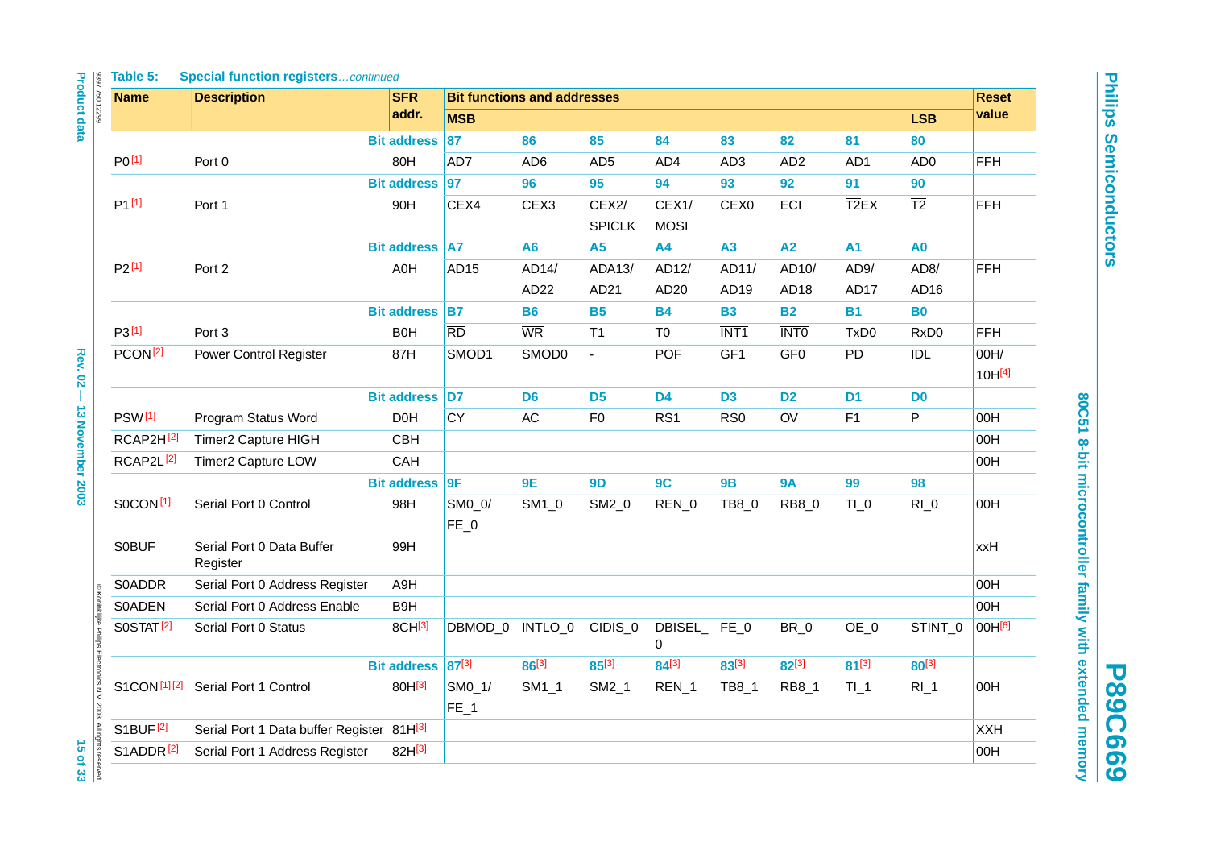**Table 5: Special function registers** *...continued*

| Name | Description | SFR addr. | Bit functions and addresses | | | | | | | | Reset value |
|---|---|---|---|---|---|---|---|---|---|---|---|
| | | | MSB | | | | | | | LSB | |
| | | Bit address | 87 | 86 | 85 | 84 | 83 | 82 | 81 | 80 | |
| P0 [1] | Port 0 | 80H | AD7 | AD6 | AD5 | AD4 | AD3 | AD2 | AD1 | AD0 | FFH |
| | | Bit address | 97 | 96 | 95 | 94 | 93 | 92 | 91 | 90 | |
| P1 [1] | Port 1 | 90H | CEX4 | CEX3 | CEX2/ SPICLK | CEX1/ MOSI | CEX0 | ECI | $\overline{T2}$EX | $\overline{T2}$ | FFH |
| | | Bit address | A7 | A6 | A5 | A4 | A3 | A2 | A1 | A0 | |
| P2 [1] | Port 2 | A0H | AD15 | AD14/ AD22 | ADA13/ AD21 | AD12/ AD20 | AD11/ AD19 | AD10/ AD18 | AD9/ AD17 | AD8/ AD16 | FFH |
| | | Bit address | B7 | B6 | B5 | B4 | B3 | B2 | B1 | B0 | |
| P3 [1] | Port 3 | B0H | $\overline{RD}$ | $\overline{WR}$ | T1 | T0 | $\overline{INT1}$ | $\overline{INT0}$ | TxD0 | RxD0 | FFH |
| PCON [2] | Power Control Register | 87H | SMOD1 | SMOD0 | - | POF | GF1 | GF0 | PD | IDL | 00H/ 10H[4] |
| | | Bit address | D7 | D6 | D5 | D4 | D3 | D2 | D1 | D0 | |
| PSW [1] | Program Status Word | D0H | CY | AC | F0 | RS1 | RS0 | OV | F1 | P | 00H |
| RCAP2H [2] | Timer2 Capture HIGH | CBH | | | | | | | | | 00H |
| RCAP2L [2] | Timer2 Capture LOW | CAH | | | | | | | | | 00H |
| | | Bit address | 9F | 9E | 9D | 9C | 9B | 9A | 99 | 98 | |
| S0CON [1] | Serial Port 0 Control | 98H | SM0_0/ FE_0 | SM1_0 | SM2_0 | REN_0 | TB8_0 | RB8_0 | TI_0 | RI_0 | 00H |
| S0BUF | Serial Port 0 Data Buffer Register | 99H | | | | | | | | | xxH |
| S0ADDR | Serial Port 0 Address Register | A9H | | | | | | | | | 00H |
| S0ADEN | Serial Port 0 Address Enable | B9H | | | | | | | | | 00H |
| S0STAT [2] | Serial Port 0 Status | 8CH[3] | DBMOD_0 | INTLO_0 | CIDIS_0 | DBISEL_0 | FE_0 | BR_0 | OE_0 | STINT_0 | 00H[6] |
| | | Bit address | 87[3] | 86[3] | 85[3] | 84[3] | 83[3] | 82[3] | 81[3] | 80[3] | |
| S1CON [1][2] | Serial Port 1 Control | 80H[3] | SM0_1/ FE_1 | SM1_1 | SM2_1 | REN_1 | TB8_1 | RB8_1 | TI_1 | RI_1 | 00H |
| S1BUF [2] | Serial Port 1 Data buffer Register | 81H[3] | | | | | | | | | XXH |
| S1ADDR [2] | Serial Port 1 Address Register | 82H[3] | | | | | | | | | 00H |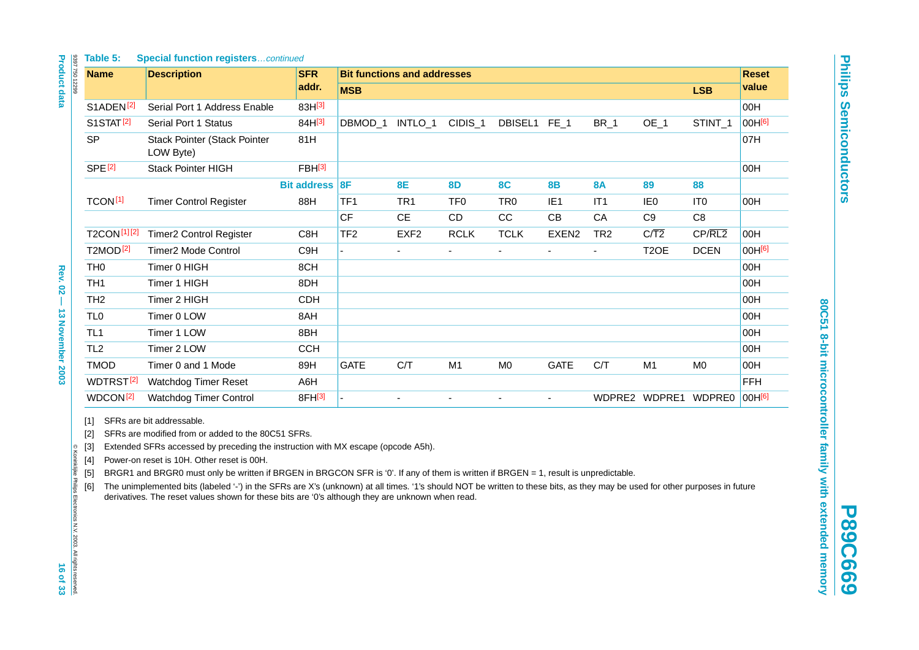**Table 5: Special function registers**...*continued*

| Name | Description | SFR addr. | Bit functions and addresses | | | | | | | | Reset value |
|---|---|---|---|---|---|---|---|---|---|---|---|
| | | | MSB | | | | | | | LSB | |
| S1ADEN [2] | Serial Port 1 Address Enable | 83H [3] | | | | | | | | | 00H |
| S1STAT [2] | Serial Port 1 Status | 84H [3] | DBMOD_1 | INTLO_1 | CIDIS_1 | DBISEL1 | FE_1 | BR_1 | OE_1 | STINT_1 | 00H [6] |
| SP | Stack Pointer (Stack Pointer LOW Byte) | 81H | | | | | | | | | 07H |
| SPE [2] | Stack Pointer HIGH | FBH [3] | | | | | | | | | 00H |
| | | **Bit address** | **8F** | **8E** | **8D** | **8C** | **8B** | **8A** | **89** | **88** | |
| TCON [1] | Timer Control Register | 88H | TF1 | TR1 | TF0 | TR0 | IE1 | IT1 | IE0 | IT0 | 00H |
| | | | CF | CE | CD | CC | CB | CA | C9 | C8 | |
| T2CON [1] [2] | Timer2 Control Register | C8H | TF2 | EXF2 | RCLK | TCLK | EXEN2 | TR2 | C/$\overline{T2}$ | CP/$\overline{RL2}$ | 00H |
| T2MOD [2] | Timer2 Mode Control | C9H | - | - | - | - | - | - | T2OE | DCEN | 00H [6] |
| TH0 | Timer 0 HIGH | 8CH | | | | | | | | | 00H |
| TH1 | Timer 1 HIGH | 8DH | | | | | | | | | 00H |
| TH2 | Timer 2 HIGH | CDH | | | | | | | | | 00H |
| TL0 | Timer 0 LOW | 8AH | | | | | | | | | 00H |
| TL1 | Timer 1 LOW | 8BH | | | | | | | | | 00H |
| TL2 | Timer 2 LOW | CCH | | | | | | | | | 00H |
| TMOD | Timer 0 and 1 Mode | 89H | GATE | C/T | M1 | M0 | GATE | C/T | M1 | M0 | 00H |
| WDTRST [2] | Watchdog Timer Reset | A6H | | | | | | | | | FFH |
| WDCON [2] | Watchdog Timer Control | 8FH [3] | - | - | - | - | - | WDPRE2 | WDPRE1 | WDPRE0 | 00H [6] |

[1] SFRs are bit addressable.

[2] SFRs are modified from or added to the 80C51 SFRs.

[3] Extended SFRs accessed by preceding the instruction with MX escape (opcode A5h).

[4] Power-on reset is 10H. Other reset is 00H.

[5] BRGR1 and BRGR0 must only be written if BRGEN in BRGCON SFR is '0'. If any of them is written if BRGEN = 1, result is unpredictable.

[6] The unimplemented bits (labeled '-') in the SFRs are X's (unknown) at all times. '1's should NOT be written to these bits, as they may be used for other purposes in future derivatives. The reset values shown for these bits are '0's although they are unknown when read.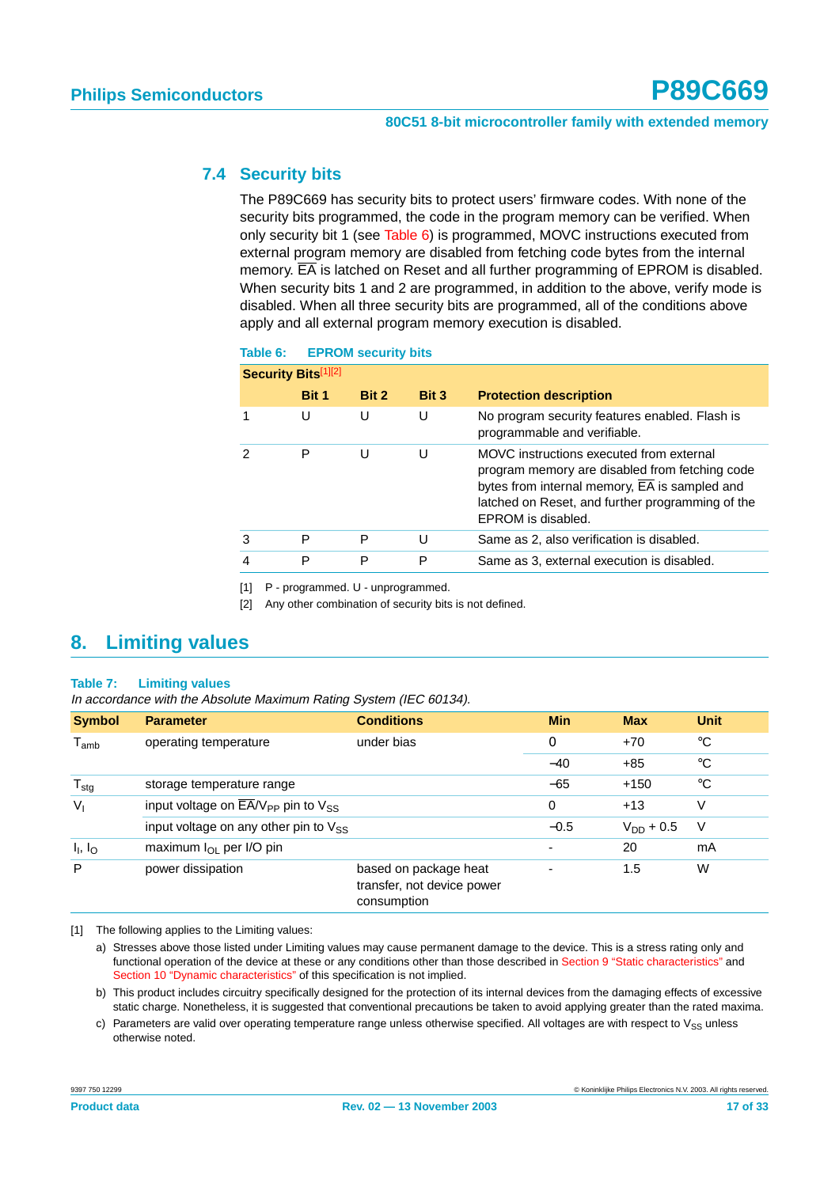### 7.4 Security bits

The P89C669 has security bits to protect users' firmware codes. With none of the security bits programmed, the code in the program memory can be verified. When only security bit 1 (see Table 6) is programmed, MOVC instructions executed from external program memory are disabled from fetching code bytes from the internal memory. $\overline{EA}$ is latched on Reset and all further programming of EPROM is disabled. When security bits 1 and 2 are programmed, in addition to the above, verify mode is disabled. When all three security bits are programmed, all of the conditions above apply and all external program memory execution is disabled.

**Table 6: EPROM security bits**

| Security Bits[1][2] | Bit 1 | Bit 2 | Bit 3 | Protection description |
|---|---|---|---|---|
| 1 | U | U | U | No program security features enabled. Flash is programmable and verifiable. |
| 2 | P | U | U | MOVC instructions executed from external program memory are disabled from fetching code bytes from internal memory, $\overline{EA}$ is sampled and latched on Reset, and further programming of the EPROM is disabled. |
| 3 | P | P | U | Same as 2, also verification is disabled. |
| 4 | P | P | P | Same as 3, external execution is disabled. |

[1] P - programmed. U - unprogrammed.

[2] Any other combination of security bits is not defined.

## 8. Limiting values

**Table 7: Limiting values**

*In accordance with the Absolute Maximum Rating System (IEC 60134).*

| Symbol | Parameter | Conditions | Min | Max | Unit |
|---|---|---|---|---|---|
| $T_{amb}$ | operating temperature | under bias | 0 | +70 | °C |
| | | | −40 | +85 | °C |
| $T_{stg}$ | storage temperature range | | −65 | +150 | °C |
| $V_I$ | input voltage on $\overline{EA}/V_{PP}$ pin to $V_{SS}$ | | 0 | +13 | V |
| | input voltage on any other pin to $V_{SS}$ | | −0.5 | $V_{DD}$ + 0.5 | V |
| $I_I$, $I_O$ | maximum $I_{OL}$ per I/O pin | | - | 20 | mA |
| P | power dissipation | based on package heat transfer, not device power consumption | - | 1.5 | W |

[1] The following applies to the Limiting values:

a) Stresses above those listed under Limiting values may cause permanent damage to the device. This is a stress rating only and functional operation of the device at these or any conditions other than those described in Section 9 "Static characteristics" and Section 10 "Dynamic characteristics" of this specification is not implied.

b) This product includes circuitry specifically designed for the protection of its internal devices from the damaging effects of excessive static charge. Nonetheless, it is suggested that conventional precautions be taken to avoid applying greater than the rated maxima.

c) Parameters are valid over operating temperature range unless otherwise specified. All voltages are with respect to $V_{SS}$ unless otherwise noted.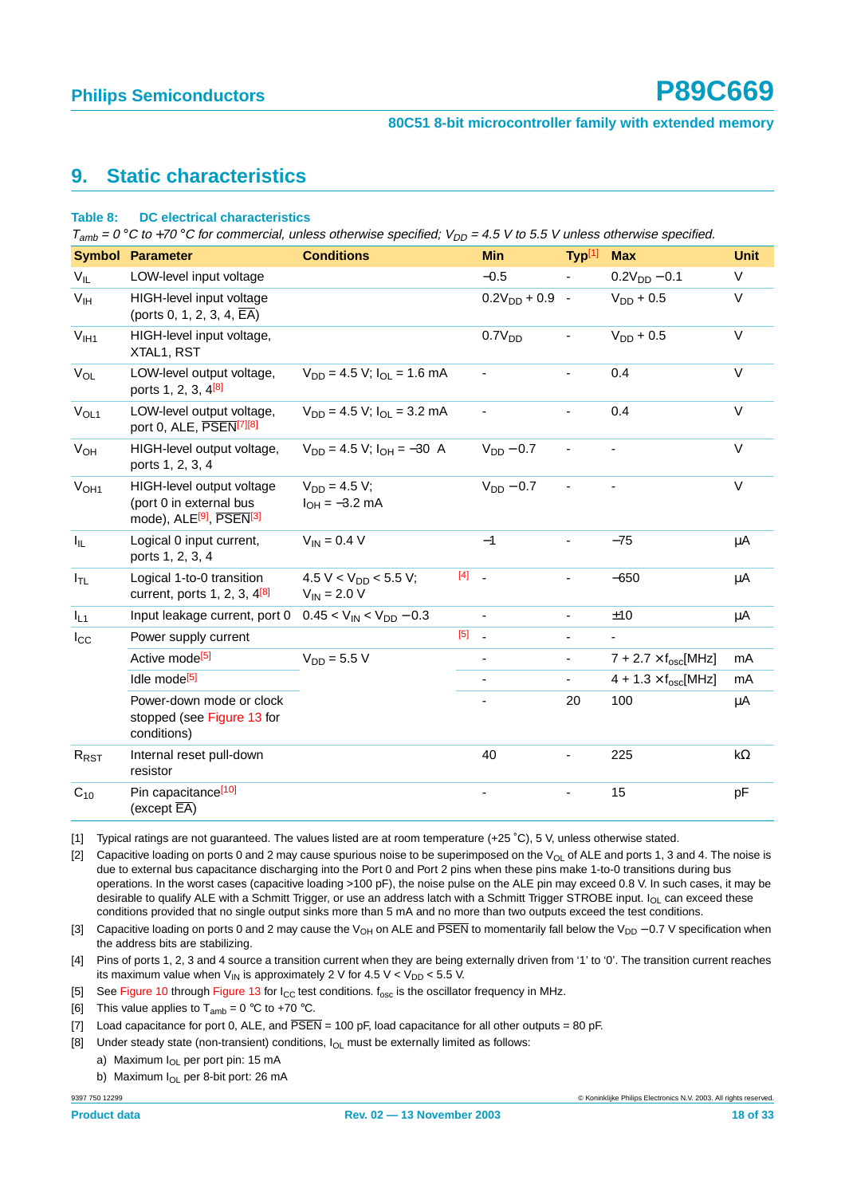## 9. Static characteristics

**Table 8: DC electrical characteristics**

*$T_{amb}$ = 0 °C to +70 °C for commercial, unless otherwise specified; $V_{DD}$ = 4.5 V to 5.5 V unless otherwise specified.*

| Symbol | Parameter | Conditions | | Min | Typ[1] | Max | Unit |
|---|---|---|---|---|---|---|---|
| $V_{IL}$ | LOW-level input voltage | | | −0.5 | - | $0.2V_{DD}$ − 0.1 | V |
| $V_{IH}$ | HIGH-level input voltage (ports 0, 1, 2, 3, 4, $\overline{EA}$) | | | $0.2V_{DD}$ + 0.9 | - | $V_{DD}$ + 0.5 | V |
| $V_{IH1}$ | HIGH-level input voltage, XTAL1, RST | | | $0.7V_{DD}$ | - | $V_{DD}$ + 0.5 | V |
| $V_{OL}$ | LOW-level output voltage, ports 1, 2, 3, 4[8] | $V_{DD}$ = 4.5 V; $I_{OL}$ = 1.6 mA | | - | - | 0.4 | V |
| $V_{OL1}$ | LOW-level output voltage, port 0, ALE, $\overline{PSEN}$[7][8] | $V_{DD}$ = 4.5 V; $I_{OL}$ = 3.2 mA | | - | - | 0.4 | V |
| $V_{OH}$ | HIGH-level output voltage, ports 1, 2, 3, 4 | $V_{DD}$ = 4.5 V; $I_{OH}$ = −30 A | | $V_{DD}$ −0.7 | - | - | V |
| $V_{OH1}$ | HIGH-level output voltage (port 0 in external bus mode), ALE[9], $\overline{PSEN}$[3] | $V_{DD}$ = 4.5 V; $I_{OH}$ = −3.2 mA | | $V_{DD}$ −0.7 | - | - | V |
| $I_{IL}$ | Logical 0 input current, ports 1, 2, 3, 4 | $V_{IN}$ = 0.4 V | | −1 | - | −75 | µA |
| $I_{TL}$ | Logical 1-to-0 transition current, ports 1, 2, 3, 4[8] | 4.5 V < $V_{DD}$ < 5.5 V; $V_{IN}$ = 2.0 V | [4] | - | - | −650 | µA |
| $I_{L1}$ | Input leakage current, port 0 | 0.45 < $V_{IN}$ < $V_{DD}$ − 0.3 | | - | - | ±10 | µA |
| $I_{CC}$ | Power supply current | | [5] | - | - | - | |
| | Active mode[5] | $V_{DD}$ = 5.5 V | | - | - | 7 + 2.7 × $f_{osc}$[MHz] | mA |
| | Idle mode[5] | | | - | - | 4 + 1.3 × $f_{osc}$[MHz] | mA |
| | Power-down mode or clock stopped (see Figure 13 for conditions) | | | - | 20 | 100 | µA |
| $R_{RST}$ | Internal reset pull-down resistor | | | 40 | - | 225 | kΩ |
| $C_{10}$ | Pin capacitance[10] (except $\overline{EA}$) | | | - | - | 15 | pF |

[1] Typical ratings are not guaranteed. The values listed are at room temperature (+25 °C), 5 V, unless otherwise stated.

[2] Capacitive loading on ports 0 and 2 may cause spurious noise to be superimposed on the $V_{OL}$ of ALE and ports 1, 3 and 4. The noise is due to external bus capacitance discharging into the Port 0 and Port 2 pins when these pins make 1-to-0 transitions during bus operations. In the worst cases (capacitive loading >100 pF), the noise pulse on the ALE pin may exceed 0.8 V. In such cases, it may be desirable to qualify ALE with a Schmitt Trigger, or use an address latch with a Schmitt Trigger STROBE input. $I_{OL}$ can exceed these conditions provided that no single output sinks more than 5 mA and no more than two outputs exceed the test conditions.

[3] Capacitive loading on ports 0 and 2 may cause the $V_{OH}$ on ALE and $\overline{PSEN}$ to momentarily fall below the $V_{DD}$ −0.7 V specification when the address bits are stabilizing.

[4] Pins of ports 1, 2, 3 and 4 source a transition current when they are being externally driven from '1' to '0'. The transition current reaches its maximum value when $V_{IN}$ is approximately 2 V for 4.5 V < $V_{DD}$ < 5.5 V.

[5] See Figure 10 through Figure 13 for $I_{CC}$ test conditions. $f_{osc}$ is the oscillator frequency in MHz.

[6] This value applies to $T_{amb}$ = 0 °C to +70 °C.

[7] Load capacitance for port 0, ALE, and $\overline{PSEN}$ = 100 pF, load capacitance for all other outputs = 80 pF.

[8] Under steady state (non-transient) conditions, $I_{OL}$ must be externally limited as follows:

a) Maximum $I_{OL}$ per port pin: 15 mA

b) Maximum $I_{OL}$ per 8-bit port: 26 mA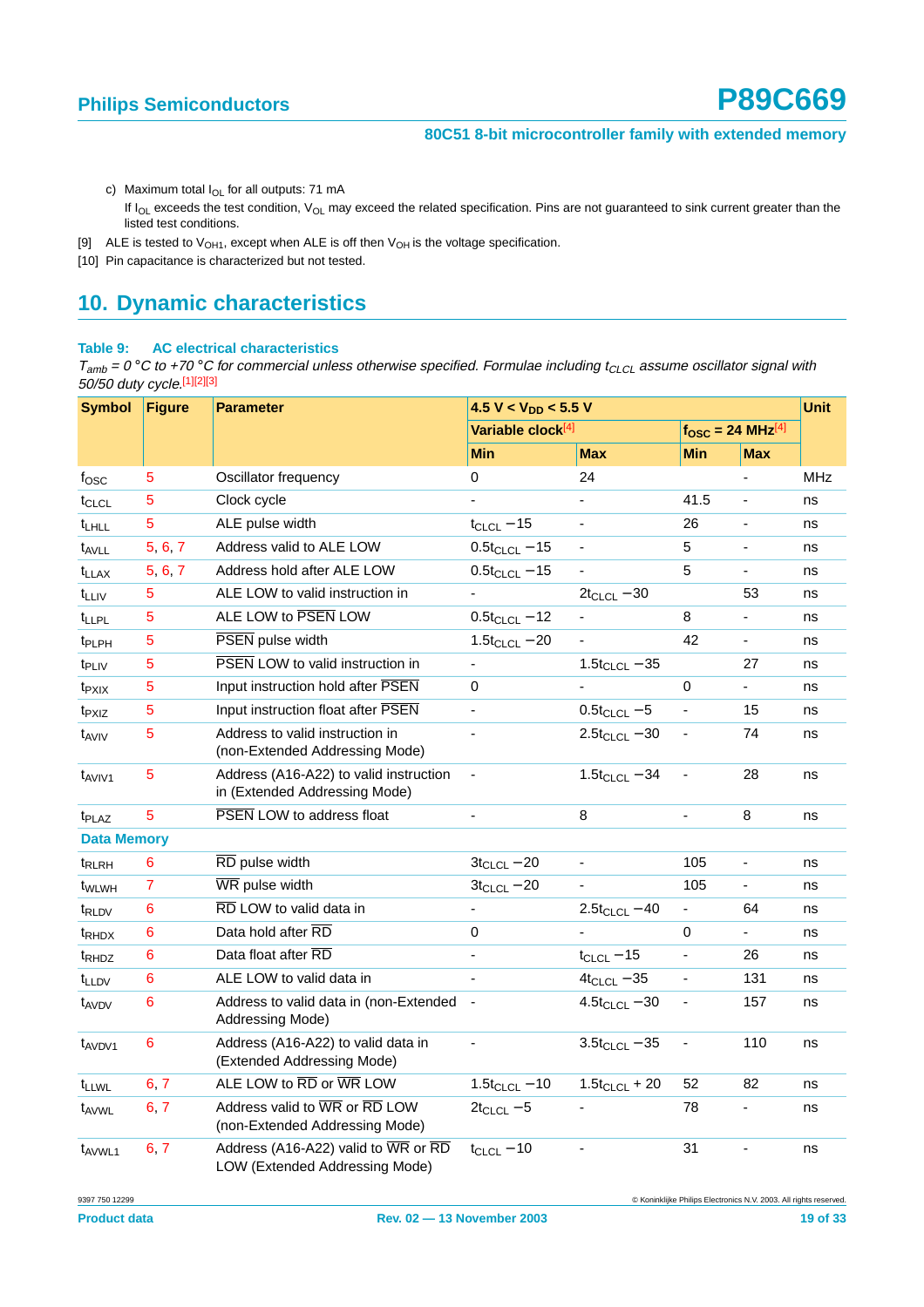c) Maximum total $I_{OL}$ for all outputs: 71 mA

If $I_{OL}$ exceeds the test condition, $V_{OL}$ may exceed the related specification. Pins are not guaranteed to sink current greater than the listed test conditions.

[9] ALE is tested to $V_{OH1}$, except when ALE is off then $V_{OH}$ is the voltage specification.

[10] Pin capacitance is characterized but not tested.

## 10. Dynamic characteristics

**Table 9: AC electrical characteristics**

*$T_{amb}$ = 0 °C to +70 °C for commercial unless otherwise specified. Formulae including $t_{CLCL}$ assume oscillator signal with 50/50 duty cycle.*[1][2][3]

| Symbol | Figure | Parameter | 4.5 V < $V_{DD}$ < 5.5 V | | | | Unit |
|---|---|---|---|---|---|---|---|
| | | | Variable clock[4] | | $f_{OSC}$ = 24 MHz[4] | | |
| | | | Min | Max | Min | Max | |
| $f_{OSC}$ | 5 | Oscillator frequency | 0 | 24 | | - | MHz |
| $t_{CLCL}$ | 5 | Clock cycle | - | - | 41.5 | - | ns |
| $t_{LHLL}$ | 5 | ALE pulse width | $t_{CLCL} - 15$ | - | 26 | - | ns |
| $t_{AVLL}$ | 5, 6, 7 | Address valid to ALE LOW | $0.5t_{CLCL} - 15$ | - | 5 | - | ns |
| $t_{LLAX}$ | 5, 6, 7 | Address hold after ALE LOW | $0.5t_{CLCL} - 15$ | - | 5 | - | ns |
| $t_{LLIV}$ | 5 | ALE LOW to valid instruction in | - | $2t_{CLCL} - 30$ | | 53 | ns |
| $t_{LLPL}$ | 5 | ALE LOW to $\overline{PSEN}$ LOW | $0.5t_{CLCL} - 12$ | - | 8 | - | ns |
| $t_{PLPH}$ | 5 | $\overline{PSEN}$ pulse width | $1.5t_{CLCL} - 20$ | - | 42 | - | ns |
| $t_{PLIV}$ | 5 | $\overline{PSEN}$ LOW to valid instruction in | - | $1.5t_{CLCL} - 35$ | | 27 | ns |
| $t_{PXIX}$ | 5 | Input instruction hold after $\overline{PSEN}$ | 0 | - | 0 | - | ns |
| $t_{PXIZ}$ | 5 | Input instruction float after $\overline{PSEN}$ | - | $0.5t_{CLCL} - 5$ | - | 15 | ns |
| $t_{AVIV}$ | 5 | Address to valid instruction in (non-Extended Addressing Mode) | - | $2.5t_{CLCL} - 30$ | - | 74 | ns |
| $t_{AVIV1}$ | 5 | Address (A16-A22) to valid instruction in (Extended Addressing Mode) | - | $1.5t_{CLCL} - 34$ | - | 28 | ns |
| $t_{PLAZ}$ | 5 | $\overline{PSEN}$ LOW to address float | - | 8 | - | 8 | ns |
| **Data Memory** | | | | | | | |
| $t_{RLRH}$ | 6 | $\overline{RD}$ pulse width | $3t_{CLCL} - 20$ | - | 105 | - | ns |
| $t_{WLWH}$ | 7 | $\overline{WR}$ pulse width | $3t_{CLCL} - 20$ | - | 105 | - | ns |
| $t_{RLDV}$ | 6 | $\overline{RD}$ LOW to valid data in | - | $2.5t_{CLCL} - 40$ | - | 64 | ns |
| $t_{RHDX}$ | 6 | Data hold after $\overline{RD}$ | 0 | - | 0 | - | ns |
| $t_{RHDZ}$ | 6 | Data float after $\overline{RD}$ | - | $t_{CLCL} - 15$ | - | 26 | ns |
| $t_{LLDV}$ | 6 | ALE LOW to valid data in | - | $4t_{CLCL} - 35$ | - | 131 | ns |
| $t_{AVDV}$ | 6 | Address to valid data in (non-Extended Addressing Mode) | - | $4.5t_{CLCL} - 30$ | - | 157 | ns |
| $t_{AVDV1}$ | 6 | Address (A16-A22) to valid data in (Extended Addressing Mode) | - | $3.5t_{CLCL} - 35$ | - | 110 | ns |
| $t_{LLWL}$ | 6, 7 | ALE LOW to $\overline{RD}$ or $\overline{WR}$ LOW | $1.5t_{CLCL} - 10$ | $1.5t_{CLCL} + 20$ | 52 | 82 | ns |
| $t_{AVWL}$ | 6, 7 | Address valid to $\overline{WR}$ or $\overline{RD}$ LOW (non-Extended Addressing Mode) | $2t_{CLCL} - 5$ | - | 78 | - | ns |
| $t_{AVWL1}$ | 6, 7 | Address (A16-A22) valid to $\overline{WR}$ or $\overline{RD}$ LOW (Extended Addressing Mode) | $t_{CLCL} - 10$ | - | 31 | - | ns |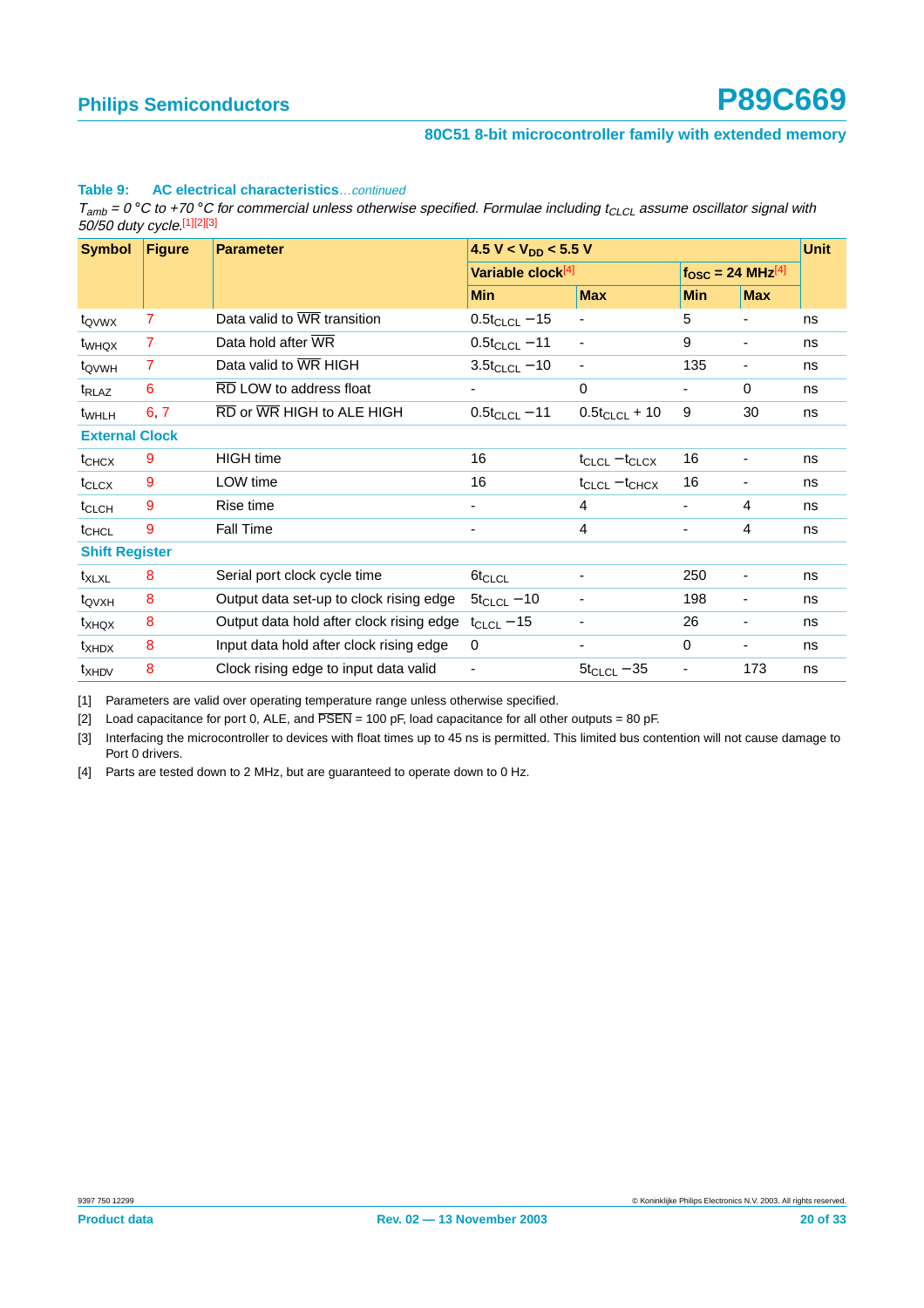**Table 9: AC electrical characteristics**...*continued*

*$T_{amb}$ = 0 °C to +70 °C for commercial unless otherwise specified. Formulae including $t_{CLCL}$ assume oscillator signal with 50/50 duty cycle.*[1][2][3]

| Symbol | Figure | Parameter | 4.5 V < $V_{DD}$ < 5.5 V | | | | Unit |
|---|---|---|---|---|---|---|---|
| | | | Variable clock[4] | | $f_{OSC}$ = 24 MHz[4] | | |
| | | | Min | Max | Min | Max | |
| $t_{QVWX}$ | 7 | Data valid to $\overline{WR}$ transition | $0.5t_{CLCL} - 15$ | - | 5 | - | ns |
| $t_{WHQX}$ | 7 | Data hold after $\overline{WR}$ | $0.5t_{CLCL} - 11$ | - | 9 | - | ns |
| $t_{QVWH}$ | 7 | Data valid to $\overline{WR}$ HIGH | $3.5t_{CLCL} - 10$ | - | 135 | - | ns |
| $t_{RLAZ}$ | 6 | $\overline{RD}$ LOW to address float | - | 0 | - | 0 | ns |
| $t_{WHLH}$ | 6, 7 | $\overline{RD}$ or $\overline{WR}$ HIGH to ALE HIGH | $0.5t_{CLCL} - 11$ | $0.5t_{CLCL} + 10$ | 9 | 30 | ns |
| **External Clock** | | | | | | | |
| $t_{CHCX}$ | 9 | HIGH time | 16 | $t_{CLCL} - t_{CLCX}$ | 16 | - | ns |
| $t_{CLCX}$ | 9 | LOW time | 16 | $t_{CLCL} - t_{CHCX}$ | 16 | - | ns |
| $t_{CLCH}$ | 9 | Rise time | - | 4 | - | 4 | ns |
| $t_{CHCL}$ | 9 | Fall Time | - | 4 | - | 4 | ns |
| **Shift Register** | | | | | | | |
| $t_{XLXL}$ | 8 | Serial port clock cycle time | $6t_{CLCL}$ | - | 250 | - | ns |
| $t_{QVXH}$ | 8 | Output data set-up to clock rising edge | $5t_{CLCL} - 10$ | - | 198 | - | ns |
| $t_{XHQX}$ | 8 | Output data hold after clock rising edge | $t_{CLCL} - 15$ | - | 26 | - | ns |
| $t_{XHDX}$ | 8 | Input data hold after clock rising edge | 0 | - | 0 | - | ns |
| $t_{XHDV}$ | 8 | Clock rising edge to input data valid | - | $5t_{CLCL} - 35$ | - | 173 | ns |

[1] Parameters are valid over operating temperature range unless otherwise specified.

[2] Load capacitance for port 0, ALE, and $\overline{PSEN}$ = 100 pF, load capacitance for all other outputs = 80 pF.

[3] Interfacing the microcontroller to devices with float times up to 45 ns is permitted. This limited bus contention will not cause damage to Port 0 drivers.

[4] Parts are tested down to 2 MHz, but are guaranteed to operate down to 0 Hz.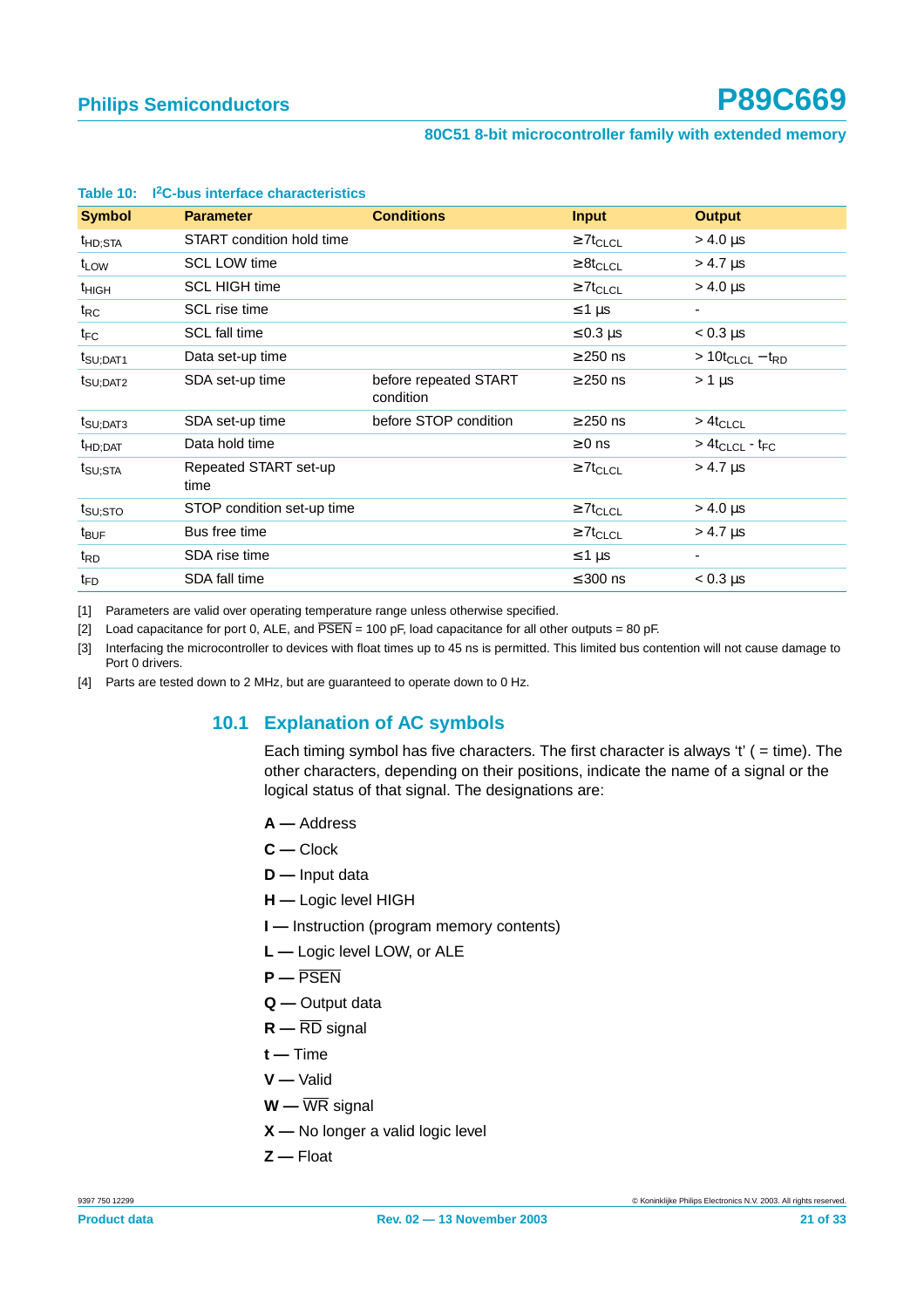**Table 10: $I^2C$-bus interface characteristics**

| Symbol | Parameter | Conditions | Input | Output |
|---|---|---|---|---|
| $t_{HD;STA}$ | START condition hold time | | $\geq 7t_{CLCL}$ | > 4.0 µs |
| $t_{LOW}$ | SCL LOW time | | $\geq 8t_{CLCL}$ | > 4.7 µs |
| $t_{HIGH}$ | SCL HIGH time | | $\geq 7t_{CLCL}$ | > 4.0 µs |
| $t_{RC}$ | SCL rise time | | ≤ 1 µs | - |
| $t_{FC}$ | SCL fall time | | ≤ 0.3 µs | < 0.3 µs |
| $t_{SU;DAT1}$ | Data set-up time | | ≥ 250 ns | $> 10t_{CLCL} - t_{RD}$ |
| $t_{SU;DAT2}$ | SDA set-up time | before repeated START condition | ≥ 250 ns | > 1 µs |
| $t_{SU;DAT3}$ | SDA set-up time | before STOP condition | ≥ 250 ns | $> 4t_{CLCL}$ |
| $t_{HD;DAT}$ | Data hold time | | ≥ 0 ns | $> 4t_{CLCL} - t_{FC}$ |
| $t_{SU;STA}$ | Repeated START set-up time | | $\geq 7t_{CLCL}$ | > 4.7 µs |
| $t_{SU;STO}$ | STOP condition set-up time | | $\geq 7t_{CLCL}$ | > 4.0 µs |
| $t_{BUF}$ | Bus free time | | $\geq 7t_{CLCL}$ | > 4.7 µs |
| $t_{RD}$ | SDA rise time | | ≤ 1 µs | - |
| $t_{FD}$ | SDA fall time | | ≤ 300 ns | < 0.3 µs |

[1] Parameters are valid over operating temperature range unless otherwise specified.

[2] Load capacitance for port 0, ALE, and $\overline{PSEN}$ = 100 pF, load capacitance for all other outputs = 80 pF.

[3] Interfacing the microcontroller to devices with float times up to 45 ns is permitted. This limited bus contention will not cause damage to Port 0 drivers.

[4] Parts are tested down to 2 MHz, but are guaranteed to operate down to 0 Hz.

## 10.1 Explanation of AC symbols

Each timing symbol has five characters. The first character is always 't' ( = time). The other characters, depending on their positions, indicate the name of a signal or the logical status of that signal. The designations are:

**A —** Address

**C —** Clock

**D —** Input data

**H —** Logic level HIGH

**I —** Instruction (program memory contents)

**L —** Logic level LOW, or ALE

**P —** $\overline{PSEN}$

**Q —** Output data

**R —** $\overline{RD}$ signal

**t —** Time

**V —** Valid

**W —** $\overline{WR}$ signal

**X —** No longer a valid logic level

**Z —** Float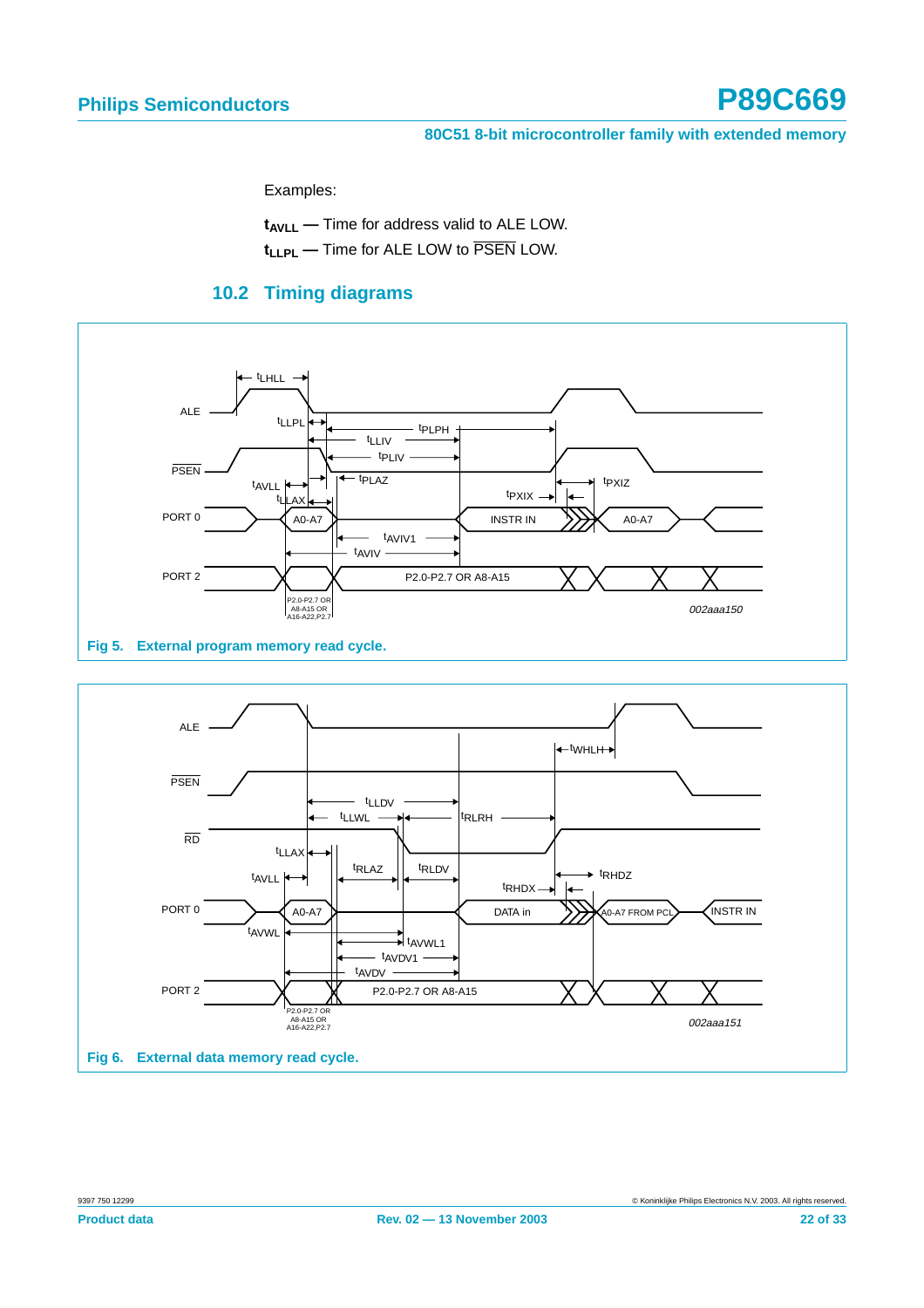Examples:

**$t_{AVLL}$** — Time for address valid to ALE LOW.

**$t_{LLPL}$** — Time for ALE LOW to $\overline{PSEN}$ LOW.

## 10.2 Timing diagrams

Fig 5. External program memory read cycle.

Fig 6. External data memory read cycle.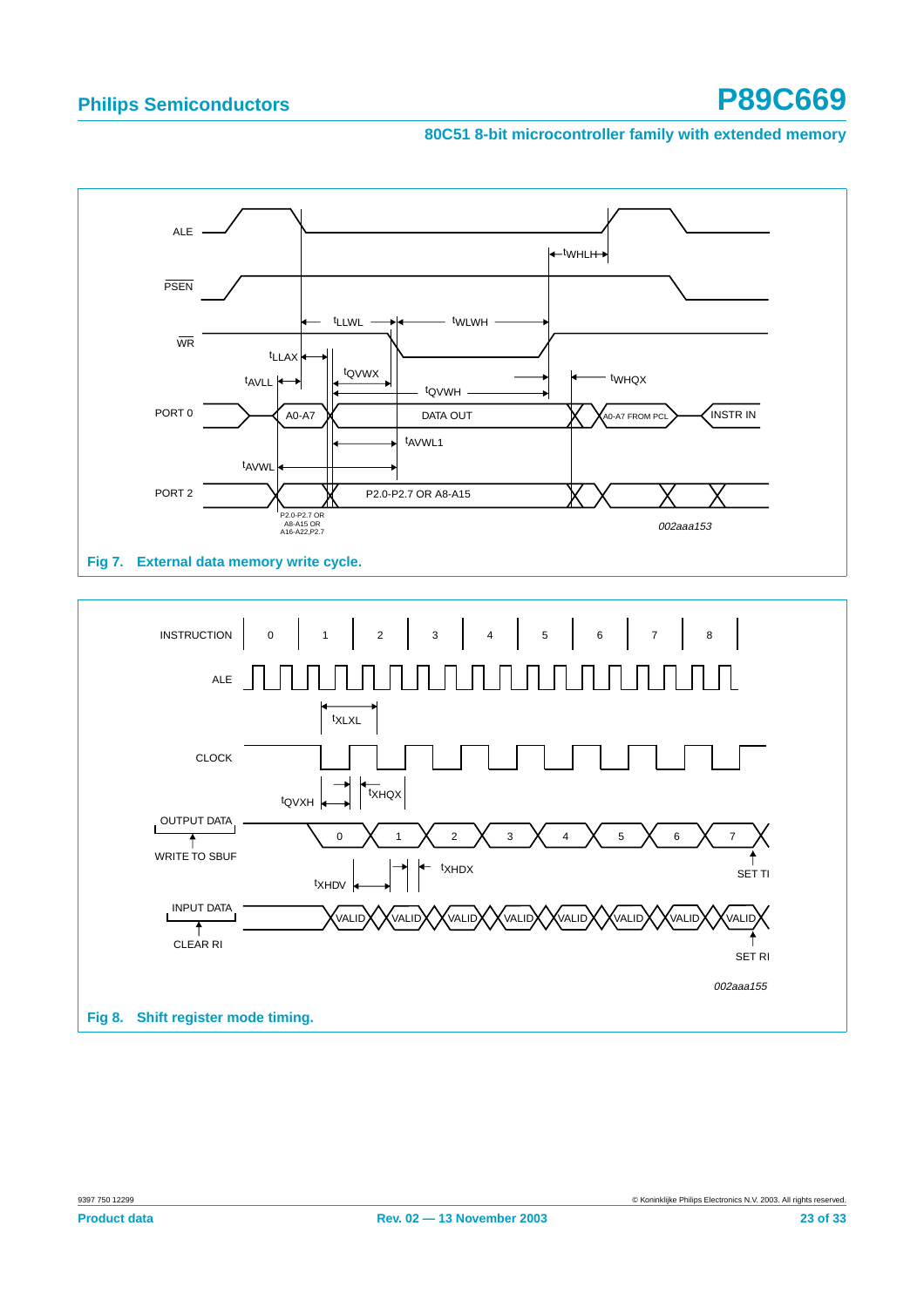Fig 7. External data memory write cycle.

Fig 8. Shift register mode timing.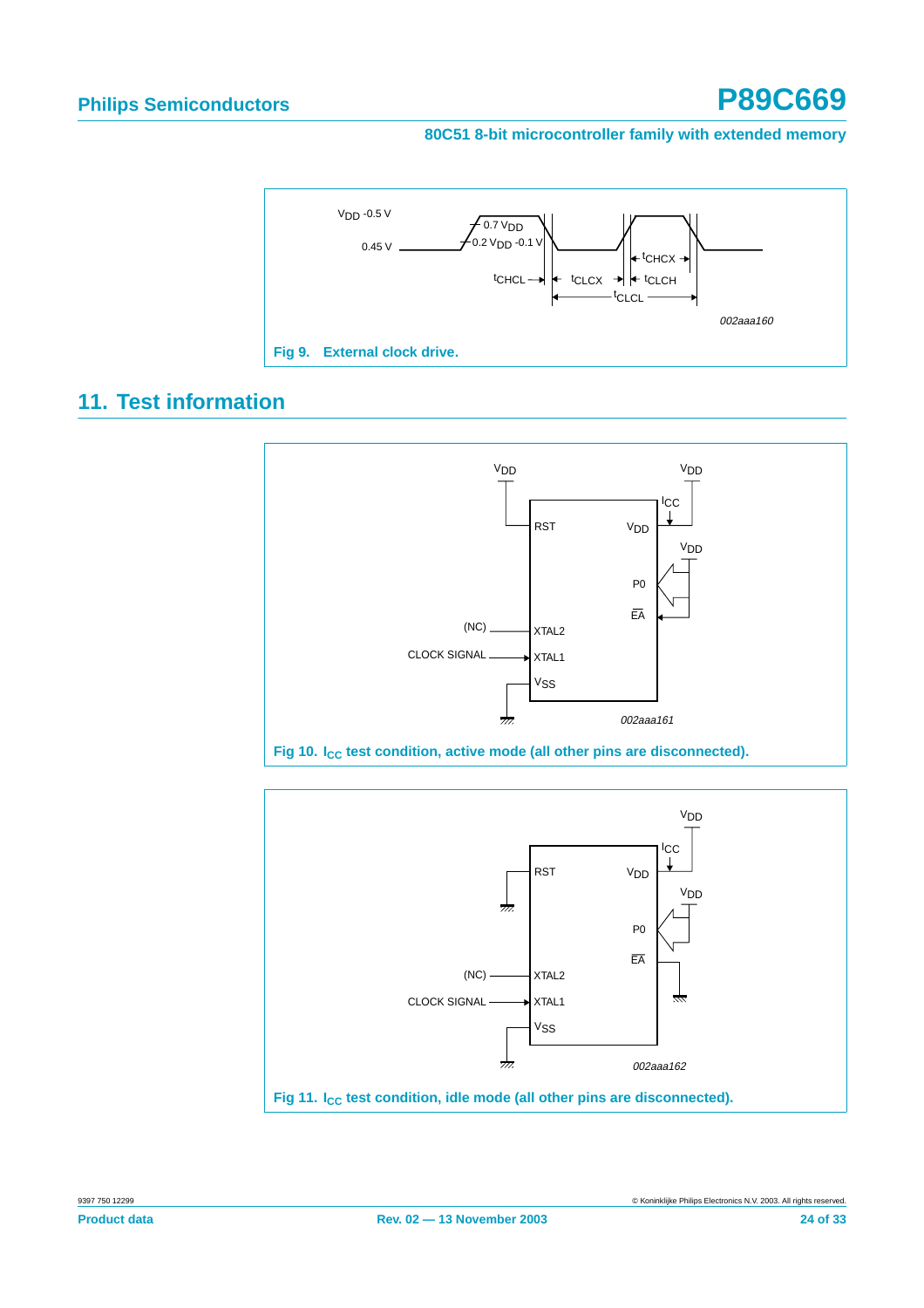Fig 9. External clock drive.

## 11. Test information

Fig 10. $I_{CC}$ test condition, active mode (all other pins are disconnected).

Fig 11. $I_{CC}$ test condition, idle mode (all other pins are disconnected).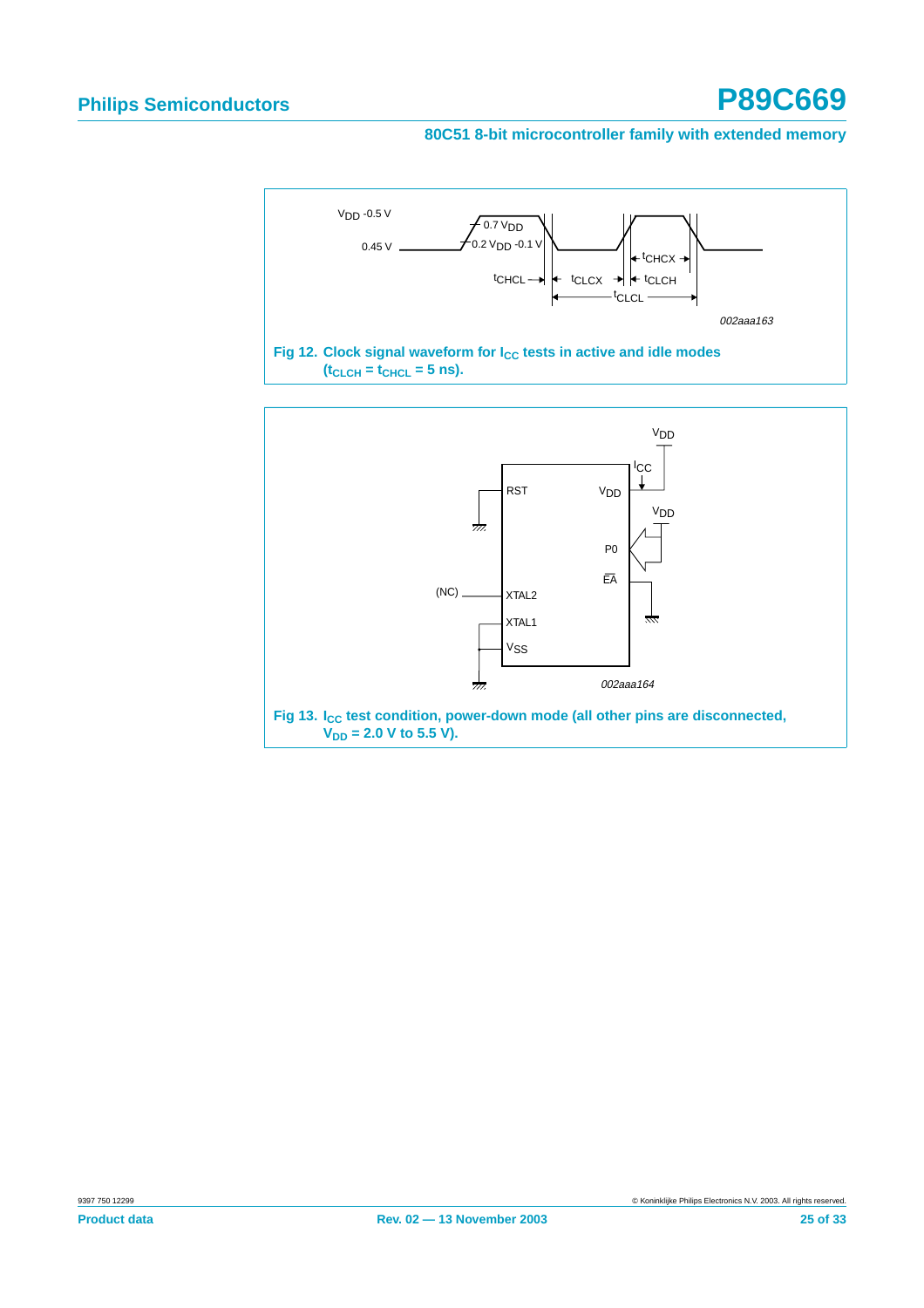Fig 12. Clock signal waveform for $I_{CC}$ tests in active and idle modes ($t_{CLCH} = t_{CHCL} = 5$ ns).

Fig 13. $I_{CC}$ test condition, power-down mode (all other pins are disconnected, $V_{DD} = 2.0$ V to 5.5 V).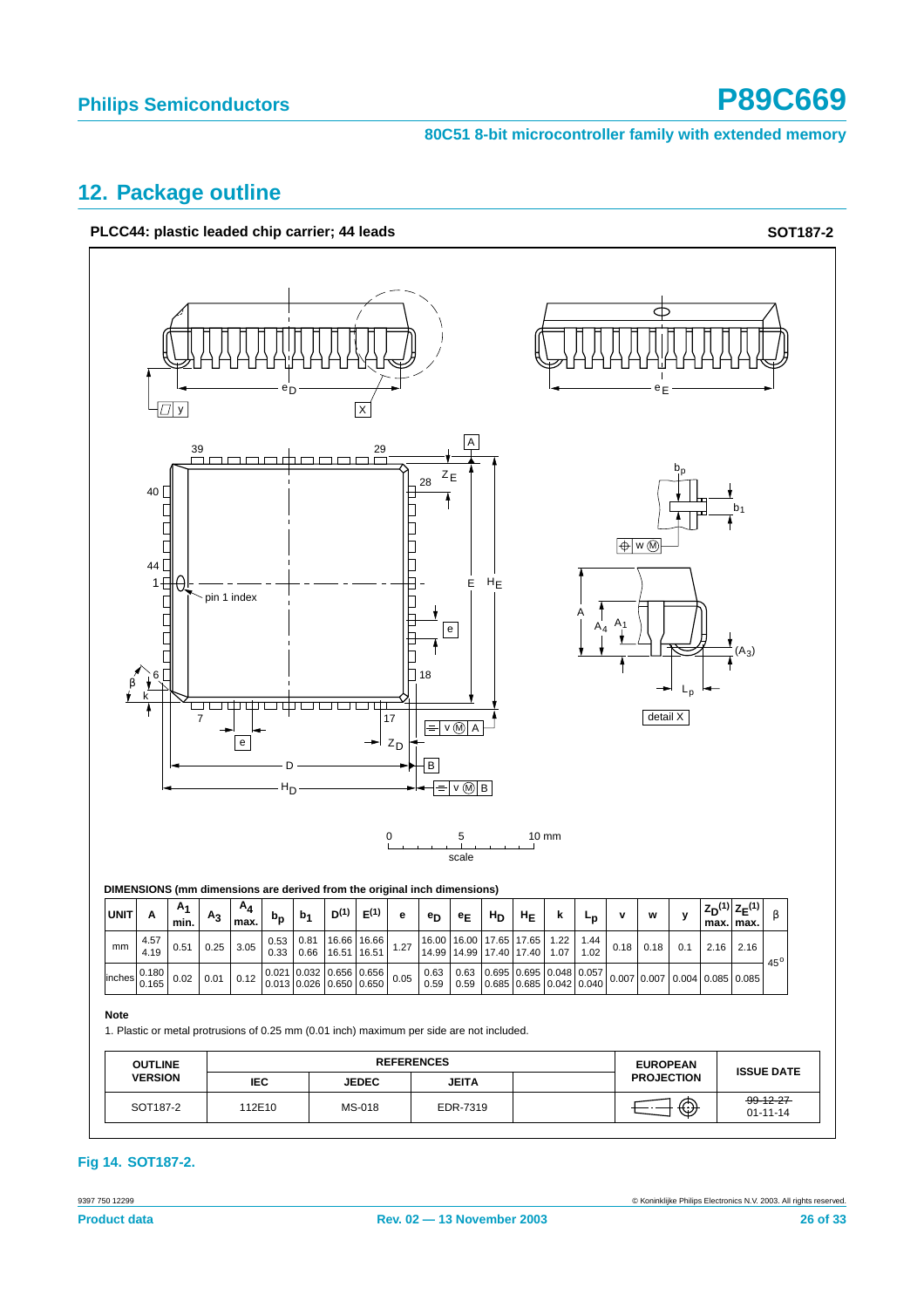## 12. Package outline

**PLCC44: plastic leaded chip carrier; 44 leads** **SOT187-2**

**DIMENSIONS (mm dimensions are derived from the original inch dimensions)**

| UNIT | A | $A_1$ min. | $A_3$ | $A_4$ max. | $b_p$ | $b_1$ | $D^{(1)}$ | $E^{(1)}$ | e | $e_D$ | $e_E$ | $H_D$ | $H_E$ | k | $L_p$ | v | w | y | $Z_D^{(1)}$ max. | $Z_E^{(1)}$ max. | β |
|---|---|---|---|---|---|---|---|---|---|---|---|---|---|---|---|---|---|---|---|---|---|
| mm | 4.57 4.19 | 0.51 | 0.25 | 3.05 | 0.53 0.33 | 0.81 0.66 | 16.66 16.51 | 16.66 16.51 | 1.27 | 16.00 14.99 | 16.00 14.99 | 17.65 17.40 | 17.65 17.40 | 1.22 1.07 | 1.44 1.02 | 0.18 | 0.18 | 0.1 | 2.16 | 2.16 | 45° |
| inches | 0.180 0.165 | 0.02 | 0.01 | 0.12 | 0.021 0.013 | 0.032 0.026 | 0.656 0.650 | 0.656 0.650 | 0.05 | 0.63 0.59 | 0.63 0.59 | 0.695 0.685 | 0.695 0.685 | 0.048 0.042 | 0.057 0.040 | 0.007 | 0.007 | 0.004 | 0.085 | 0.085 | |

**Note**

1. Plastic or metal protrusions of 0.25 mm (0.01 inch) maximum per side are not included.

| OUTLINE VERSION | REFERENCES | | | | EUROPEAN PROJECTION | ISSUE DATE |
|---|---|---|---|---|---|---|
| | IEC | JEDEC | JEITA | | | |
| SOT187-2 | 112E10 | MS-018 | EDR-7319 | | | ~~99-12-27~~ 01-11-14 |

**Fig 14. SOT187-2.**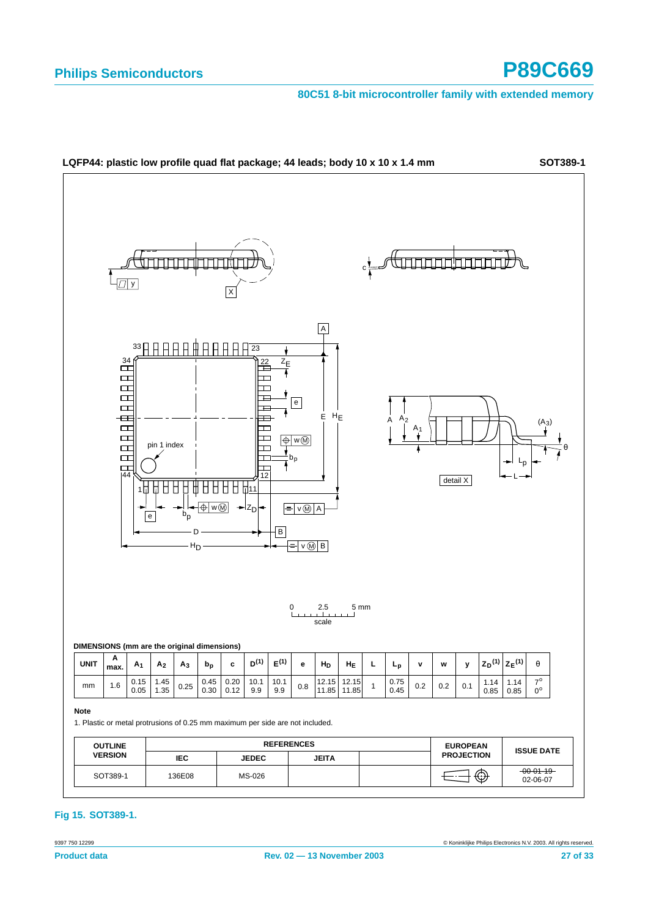**LQFP44: plastic low profile quad flat package; 44 leads; body 10 x 10 x 1.4 mm** **SOT389-1**

**DIMENSIONS (mm are the original dimensions)**

| UNIT | A max. | $A_1$ | $A_2$ | $A_3$ | $b_p$ | c | $D^{(1)}$ | $E^{(1)}$ | e | $H_D$ | $H_E$ | L | $L_p$ | v | w | y | $Z_D^{(1)}$ | $Z_E^{(1)}$ | θ |
|---|---|---|---|---|---|---|---|---|---|---|---|---|---|---|---|---|---|---|---|
| mm | 1.6 | 0.15<br>0.05 | 1.45<br>1.35 | 0.25 | 0.45<br>0.30 | 0.20<br>0.12 | 10.1<br>9.9 | 10.1<br>9.9 | 0.8 | 12.15<br>11.85 | 12.15<br>11.85 | 1 | 0.75<br>0.45 | 0.2 | 0.2 | 0.1 | 1.14<br>0.85 | 1.14<br>0.85 | 7°<br>0° |

**Note**

1. Plastic or metal protrusions of 0.25 mm maximum per side are not included.

| OUTLINE VERSION | REFERENCES | | | | EUROPEAN PROJECTION | ISSUE DATE |
|---|---|---|---|---|---|---|
| | IEC | JEDEC | JEITA | | | |
| SOT389-1 | 136E08 | MS-026 | | | | ~~00-01-19~~<br>02-06-07 |

**Fig 15. SOT389-1.**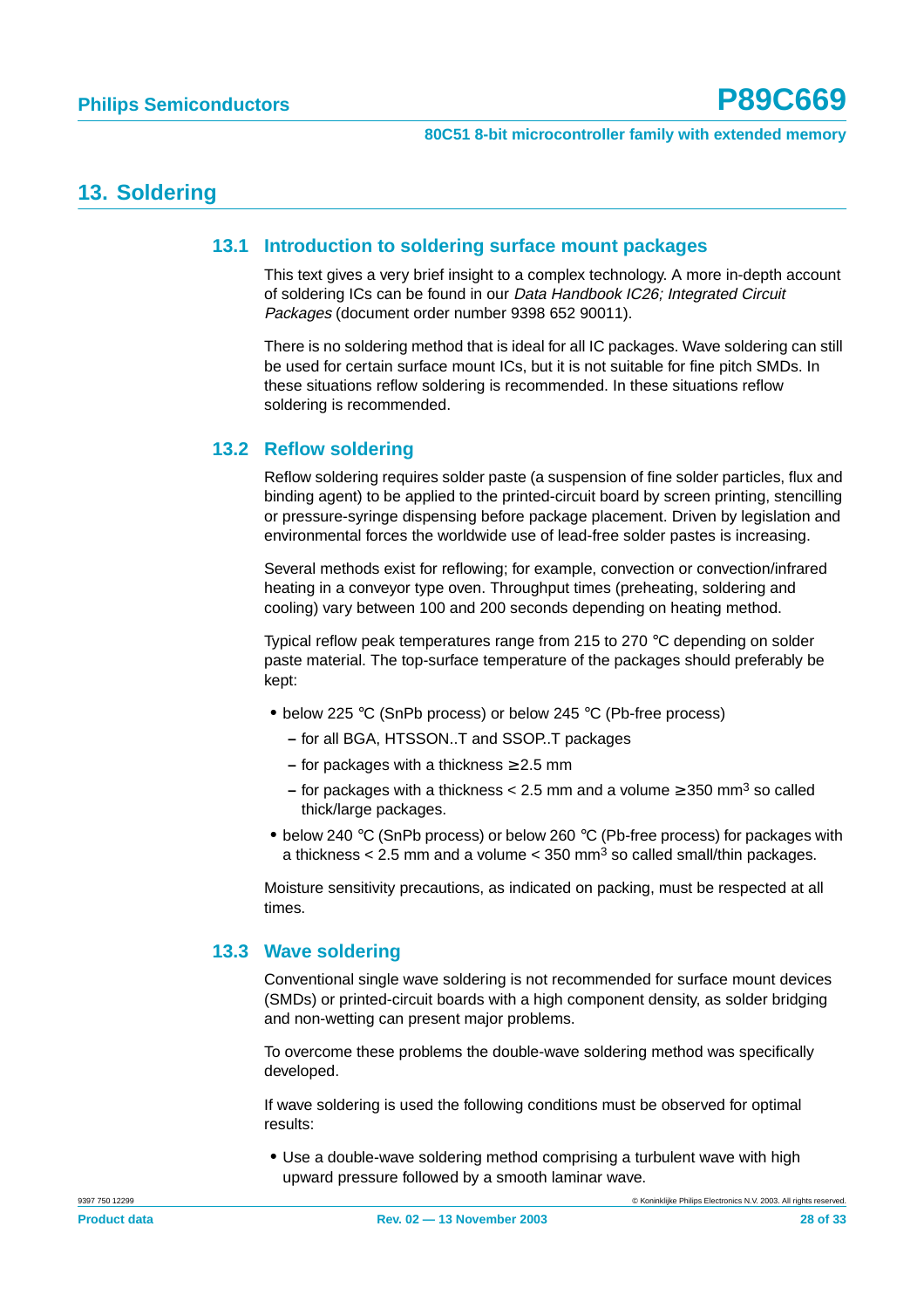## 13. Soldering

### 13.1 Introduction to soldering surface mount packages

This text gives a very brief insight to a complex technology. A more in-depth account of soldering ICs can be found in our *Data Handbook IC26; Integrated Circuit Packages* (document order number 9398 652 90011).

There is no soldering method that is ideal for all IC packages. Wave soldering can still be used for certain surface mount ICs, but it is not suitable for fine pitch SMDs. In these situations reflow soldering is recommended. In these situations reflow soldering is recommended.

### 13.2 Reflow soldering

Reflow soldering requires solder paste (a suspension of fine solder particles, flux and binding agent) to be applied to the printed-circuit board by screen printing, stencilling or pressure-syringe dispensing before package placement. Driven by legislation and environmental forces the worldwide use of lead-free solder pastes is increasing.

Several methods exist for reflowing; for example, convection or convection/infrared heating in a conveyor type oven. Throughput times (preheating, soldering and cooling) vary between 100 and 200 seconds depending on heating method.

Typical reflow peak temperatures range from 215 to 270 °C depending on solder paste material. The top-surface temperature of the packages should preferably be kept:

- below 225 °C (SnPb process) or below 245 °C (Pb-free process)
  - for all BGA, HTSSON..T and SSOP..T packages
  - for packages with a thickness ≥ 2.5 mm
  - for packages with a thickness < 2.5 mm and a volume ≥ 350 mm$^3$ so called thick/large packages.
- below 240 °C (SnPb process) or below 260 °C (Pb-free process) for packages with a thickness < 2.5 mm and a volume < 350 mm$^3$ so called small/thin packages.

Moisture sensitivity precautions, as indicated on packing, must be respected at all times.

### 13.3 Wave soldering

Conventional single wave soldering is not recommended for surface mount devices (SMDs) or printed-circuit boards with a high component density, as solder bridging and non-wetting can present major problems.

To overcome these problems the double-wave soldering method was specifically developed.

If wave soldering is used the following conditions must be observed for optimal results:

- Use a double-wave soldering method comprising a turbulent wave with high upward pressure followed by a smooth laminar wave.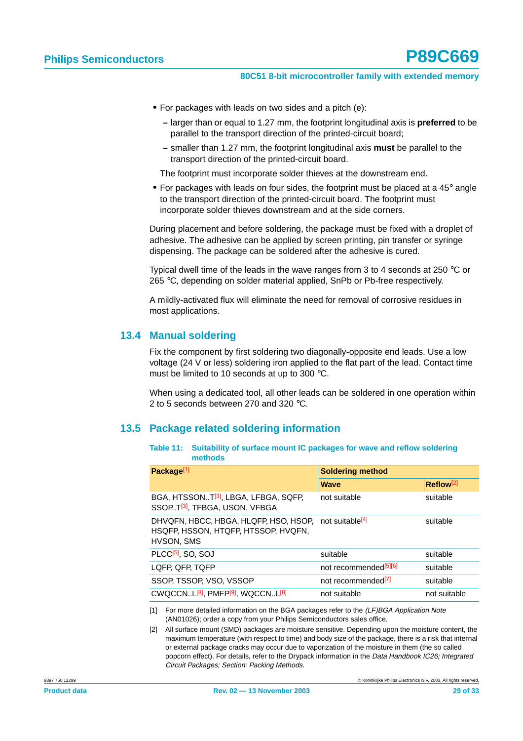- For packages with leads on two sides and a pitch (e):
  - larger than or equal to 1.27 mm, the footprint longitudinal axis is **preferred** to be parallel to the transport direction of the printed-circuit board;
  - smaller than 1.27 mm, the footprint longitudinal axis **must** be parallel to the transport direction of the printed-circuit board.

  The footprint must incorporate solder thieves at the downstream end.
- For packages with leads on four sides, the footprint must be placed at a 45° angle to the transport direction of the printed-circuit board. The footprint must incorporate solder thieves downstream and at the side corners.

During placement and before soldering, the package must be fixed with a droplet of adhesive. The adhesive can be applied by screen printing, pin transfer or syringe dispensing. The package can be soldered after the adhesive is cured.

Typical dwell time of the leads in the wave ranges from 3 to 4 seconds at 250 °C or 265 °C, depending on solder material applied, SnPb or Pb-free respectively.

A mildly-activated flux will eliminate the need for removal of corrosive residues in most applications.

## 13.4 Manual soldering

Fix the component by first soldering two diagonally-opposite end leads. Use a low voltage (24 V or less) soldering iron applied to the flat part of the lead. Contact time must be limited to 10 seconds at up to 300 °C.

When using a dedicated tool, all other leads can be soldered in one operation within 2 to 5 seconds between 270 and 320 °C.

## 13.5 Package related soldering information

**Table 11: Suitability of surface mount IC packages for wave and reflow soldering methods**

| Package[1] | Soldering method | |
|---|---|---|
| | Wave | Reflow[2] |
| BGA, HTSSON..T[3], LBGA, LFBGA, SQFP, SSOP..T[3], TFBGA, USON, VFBGA | not suitable | suitable |
| DHVQFN, HBCC, HBGA, HLQFP, HSO, HSOP, HSQFP, HSSON, HTQFP, HTSSOP, HVQFN, HVSON, SMS | not suitable[4] | suitable |
| PLCC[5], SO, SOJ | suitable | suitable |
| LQFP, QFP, TQFP | not recommended[5][6] | suitable |
| SSOP, TSSOP, VSO, VSSOP | not recommended[7] | suitable |
| CWQCCN..L[8], PMFP[9], WQCCN..L[8] | not suitable | not suitable |

[1] For more detailed information on the BGA packages refer to the *(LF)BGA Application Note* (AN01026); order a copy from your Philips Semiconductors sales office.

[2] All surface mount (SMD) packages are moisture sensitive. Depending upon the moisture content, the maximum temperature (with respect to time) and body size of the package, there is a risk that internal or external package cracks may occur due to vaporization of the moisture in them (the so called popcorn effect). For details, refer to the Drypack information in the *Data Handbook IC26; Integrated Circuit Packages; Section: Packing Methods*.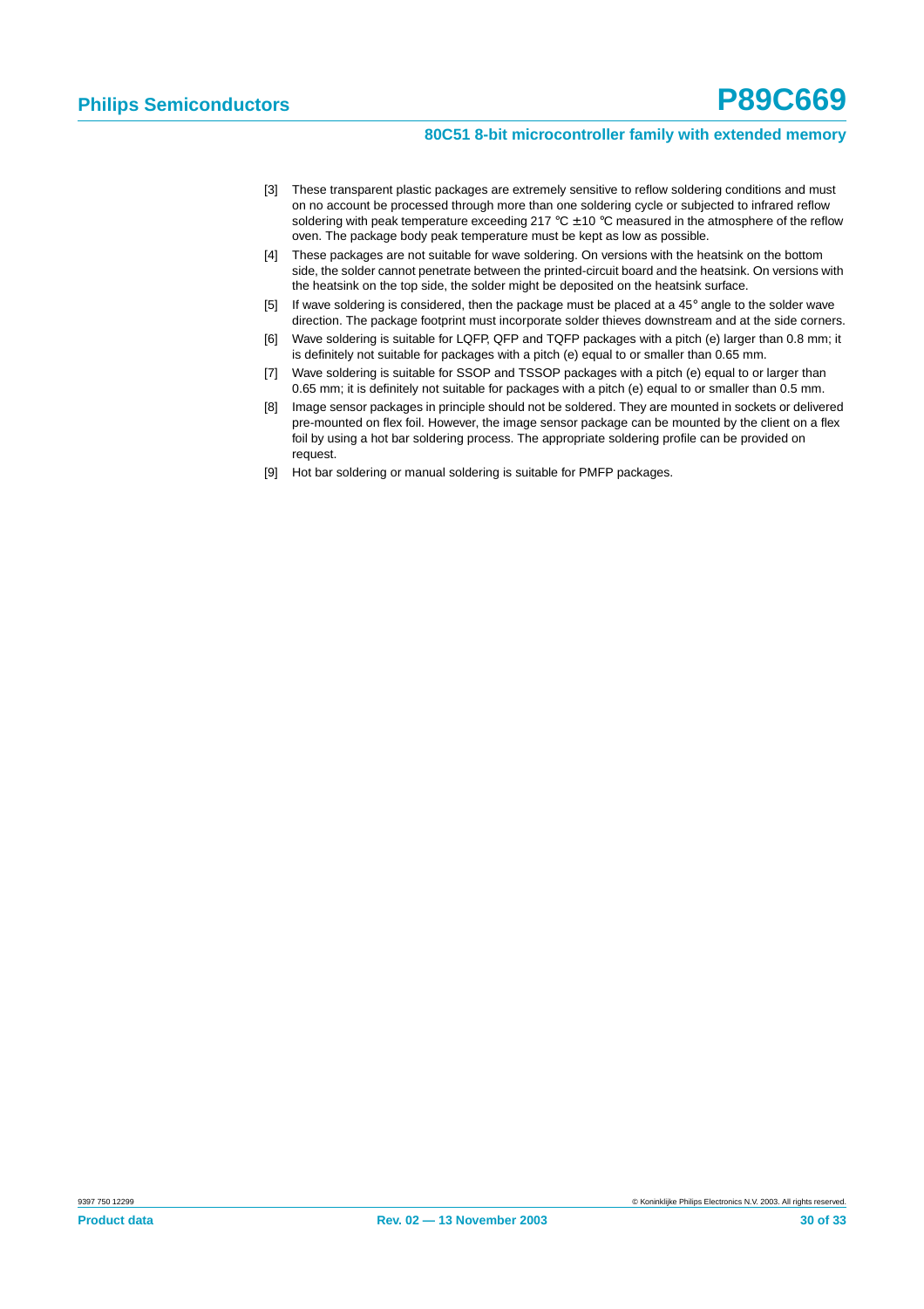[3] These transparent plastic packages are extremely sensitive to reflow soldering conditions and must on no account be processed through more than one soldering cycle or subjected to infrared reflow soldering with peak temperature exceeding 217 °C ± 10 °C measured in the atmosphere of the reflow oven. The package body peak temperature must be kept as low as possible.

[4] These packages are not suitable for wave soldering. On versions with the heatsink on the bottom side, the solder cannot penetrate between the printed-circuit board and the heatsink. On versions with the heatsink on the top side, the solder might be deposited on the heatsink surface.

[5] If wave soldering is considered, then the package must be placed at a 45° angle to the solder wave direction. The package footprint must incorporate solder thieves downstream and at the side corners.

[6] Wave soldering is suitable for LQFP, QFP and TQFP packages with a pitch (e) larger than 0.8 mm; it is definitely not suitable for packages with a pitch (e) equal to or smaller than 0.65 mm.

[7] Wave soldering is suitable for SSOP and TSSOP packages with a pitch (e) equal to or larger than 0.65 mm; it is definitely not suitable for packages with a pitch (e) equal to or smaller than 0.5 mm.

[8] Image sensor packages in principle should not be soldered. They are mounted in sockets or delivered pre-mounted on flex foil. However, the image sensor package can be mounted by the client on a flex foil by using a hot bar soldering process. The appropriate soldering profile can be provided on request.

[9] Hot bar soldering or manual soldering is suitable for PMFP packages.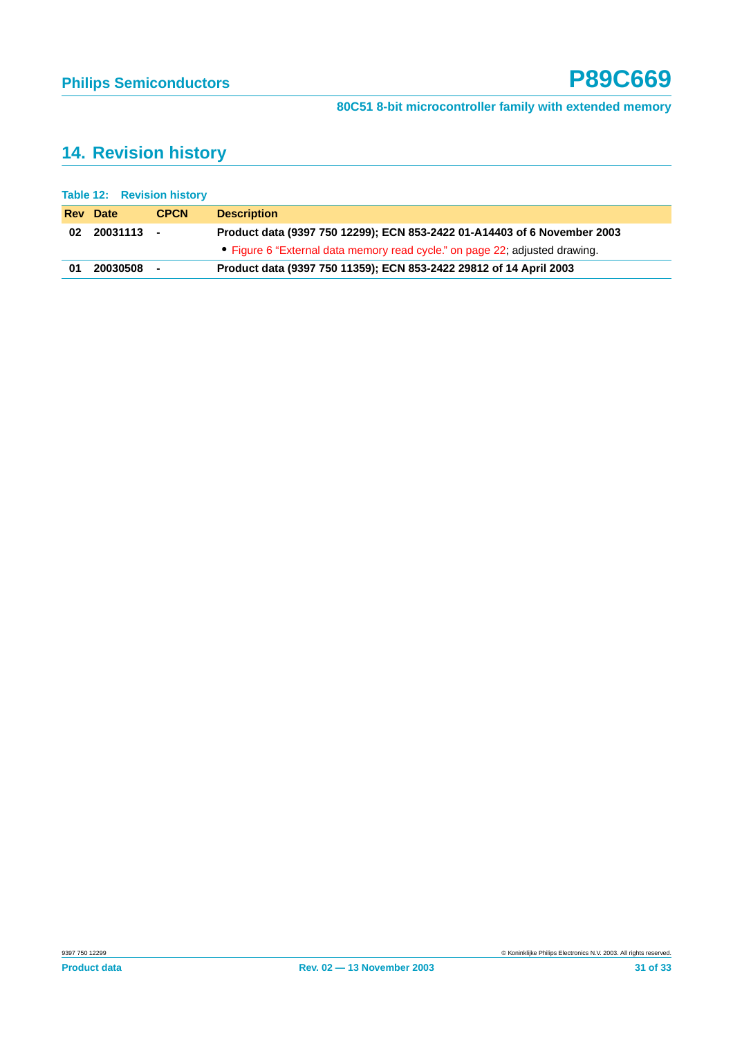## 14. Revision history

**Table 12: Revision history**

| Rev | Date | CPCN | Description |
|---|---|---|---|
| 02 | 20031113 | - | **Product data (9397 750 12299); ECN 853-2422 01-A14403 of 6 November 2003** |
| | | | • Figure 6 “External data memory read cycle.” on page 22; adjusted drawing. |
| 01 | 20030508 | - | **Product data (9397 750 11359); ECN 853-2422 29812 of 14 April 2003** |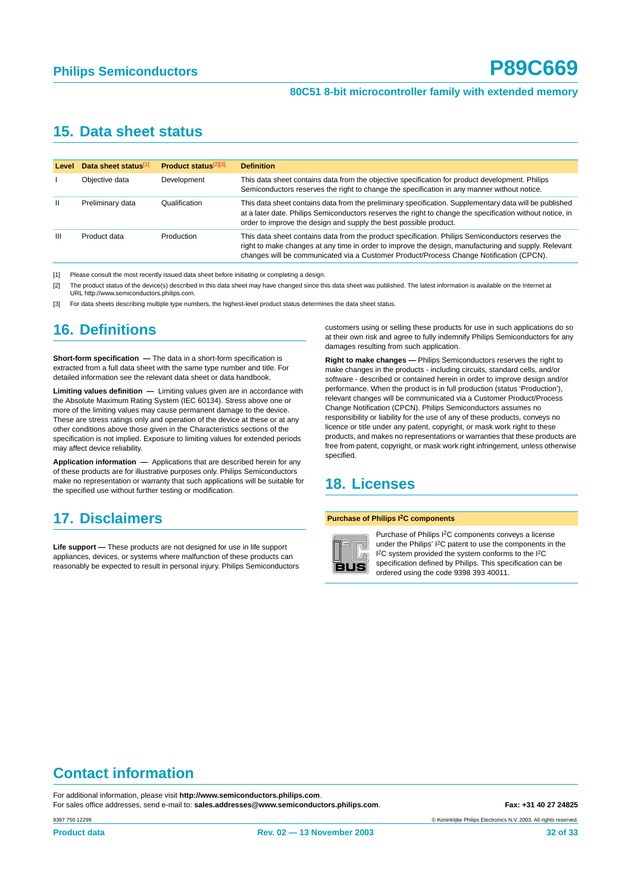## 15. Data sheet status

| Level | Data sheet status[1] | Product status[2][3] | Definition |
|---|---|---|---|
| I | Objective data | Development | This data sheet contains data from the objective specification for product development. Philips Semiconductors reserves the right to change the specification in any manner without notice. |
| II | Preliminary data | Qualification | This data sheet contains data from the preliminary specification. Supplementary data will be published at a later date. Philips Semiconductors reserves the right to change the specification without notice, in order to improve the design and supply the best possible product. |
| III | Product data | Production | This data sheet contains data from the product specification. Philips Semiconductors reserves the right to make changes at any time in order to improve the design, manufacturing and supply. Relevant changes will be communicated via a Customer Product/Process Change Notification (CPCN). |

[1] Please consult the most recently issued data sheet before initiating or completing a design.

[2] The product status of the device(s) described in this data sheet may have changed since this data sheet was published. The latest information is available on the Internet at URL http://www.semiconductors.philips.com.

[3] For data sheets describing multiple type numbers, the highest-level product status determines the data sheet status.

## 16. Definitions

**Short-form specification —** The data in a short-form specification is extracted from a full data sheet with the same type number and title. For detailed information see the relevant data sheet or data handbook.

**Limiting values definition —** Limiting values given are in accordance with the Absolute Maximum Rating System (IEC 60134). Stress above one or more of the limiting values may cause permanent damage to the device. These are stress ratings only and operation of the device at these or at any other conditions above those given in the Characteristics sections of the specification is not implied. Exposure to limiting values for extended periods may affect device reliability.

**Application information —** Applications that are described herein for any of these products are for illustrative purposes only. Philips Semiconductors make no representation or warranty that such applications will be suitable for the specified use without further testing or modification.

## 17. Disclaimers

**Life support —** These products are not designed for use in life support appliances, devices, or systems where malfunction of these products can reasonably be expected to result in personal injury. Philips Semiconductors customers using or selling these products for use in such applications do so at their own risk and agree to fully indemnify Philips Semiconductors for any damages resulting from such application.

**Right to make changes —** Philips Semiconductors reserves the right to make changes in the products - including circuits, standard cells, and/or software - described or contained herein in order to improve design and/or performance. When the product is in full production (status 'Production'), relevant changes will be communicated via a Customer Product/Process Change Notification (CPCN). Philips Semiconductors assumes no responsibility or liability for the use of any of these products, conveys no licence or title under any patent, copyright, or mask work right to these products, and makes no representations or warranties that these products are free from patent, copyright, or mask work right infringement, unless otherwise specified.

## 18. Licenses

**Purchase of Philips I²C components**

Purchase of Philips I²C components conveys a license under the Philips' I²C patent to use the components in the I²C system provided the system conforms to the I²C specification defined by Philips. This specification can be ordered using the code 9398 393 40011.

## Contact information

For additional information, please visit **http://www.semiconductors.philips.com**.
For sales office addresses, send e-mail to: **sales.addresses@www.semiconductors.philips.com**.

**Fax: +31 40 27 24825**

9397 750 12299

© Koninklijke Philips Electronics N.V. 2003. All rights reserved.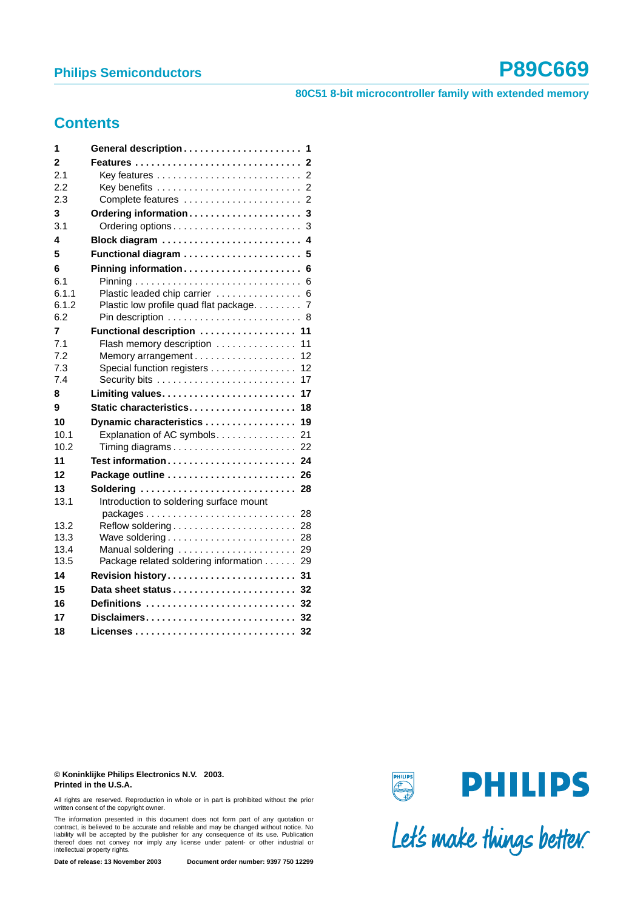## Contents

| | | |
|---|---|---|
| **1** | **General description** | **1** |
| **2** | **Features** | **2** |
| 2.1 | Key features | 2 |
| 2.2 | Key benefits | 2 |
| 2.3 | Complete features | 2 |
| **3** | **Ordering information** | **3** |
| 3.1 | Ordering options | 3 |
| **4** | **Block diagram** | **4** |
| **5** | **Functional diagram** | **5** |
| **6** | **Pinning information** | **6** |
| 6.1 | Pinning | 6 |
| 6.1.1 | Plastic leaded chip carrier | 6 |
| 6.1.2 | Plastic low profile quad flat package | 7 |
| 6.2 | Pin description | 8 |
| **7** | **Functional description** | **11** |
| 7.1 | Flash memory description | 11 |
| 7.2 | Memory arrangement | 12 |
| 7.3 | Special function registers | 12 |
| 7.4 | Security bits | 17 |
| **8** | **Limiting values** | **17** |
| **9** | **Static characteristics** | **18** |
| **10** | **Dynamic characteristics** | **19** |
| 10.1 | Explanation of AC symbols | 21 |
| 10.2 | Timing diagrams | 22 |
| **11** | **Test information** | **24** |
| **12** | **Package outline** | **26** |
| **13** | **Soldering** | **28** |
| 13.1 | Introduction to soldering surface mount packages | 28 |
| 13.2 | Reflow soldering | 28 |
| 13.3 | Wave soldering | 28 |
| 13.4 | Manual soldering | 29 |
| 13.5 | Package related soldering information | 29 |
| **14** | **Revision history** | **31** |
| **15** | **Data sheet status** | **32** |
| **16** | **Definitions** | **32** |
| **17** | **Disclaimers** | **32** |
| **18** | **Licenses** | **32** |

**© Koninklijke Philips Electronics N.V. 2003.**
**Printed in the U.S.A.**

All rights are reserved. Reproduction in whole or in part is prohibited without the prior written consent of the copyright owner.

The information presented in this document does not form part of any quotation or contract, is believed to be accurate and reliable and may be changed without notice. No liability will be accepted by the publisher for any consequence of its use. Publication thereof does not convey nor imply any license under patent- or other industrial or intellectual property rights.

**Date of release: 13 November 2003** **Document order number: 9397 750 12299**

PHILIPS

Let's make things better.